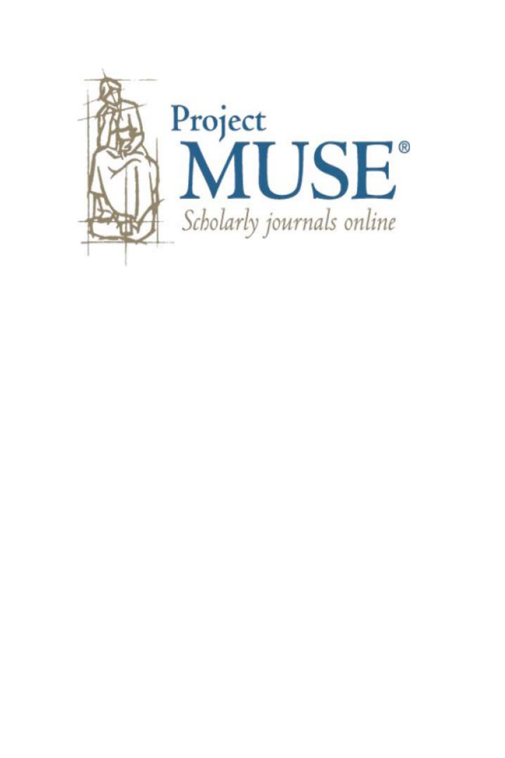Project
MUSE®
*Scholarly journals online*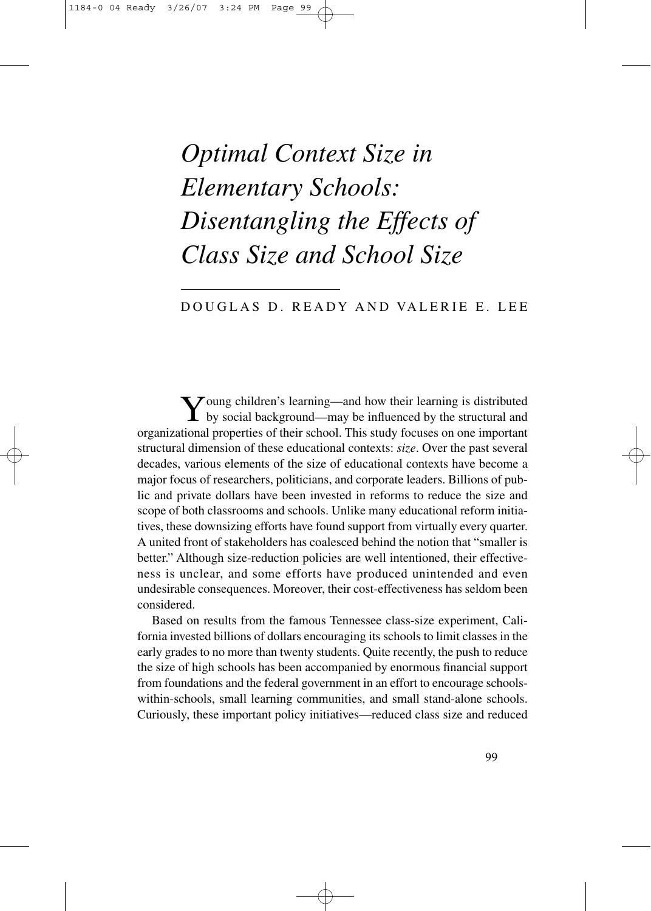# *Optimal Context Size in Elementary Schools: Disentangling the Effects of Class Size and School Size*

DOUGLAS D. READY AND VALERIE E. LEE

Young children's learning—and how their learning is distributed by social background—may be influenced by the structural and organizational properties of their school. This study focuses on one important structural dimension of these educational contexts: *size*. Over the past several decades, various elements of the size of educational contexts have become a major focus of researchers, politicians, and corporate leaders. Billions of public and private dollars have been invested in reforms to reduce the size and scope of both classrooms and schools. Unlike many educational reform initiatives, these downsizing efforts have found support from virtually every quarter. A united front of stakeholders has coalesced behind the notion that "smaller is better." Although size-reduction policies are well intentioned, their effectiveness is unclear, and some efforts have produced unintended and even undesirable consequences. Moreover, their cost-effectiveness has seldom been considered.

Based on results from the famous Tennessee class-size experiment, California invested billions of dollars encouraging its schools to limit classes in the early grades to no more than twenty students. Quite recently, the push to reduce the size of high schools has been accompanied by enormous financial support from foundations and the federal government in an effort to encourage schools-within-schools, small learning communities, and small stand-alone schools. Curiously, these important policy initiatives—reduced class size and reduced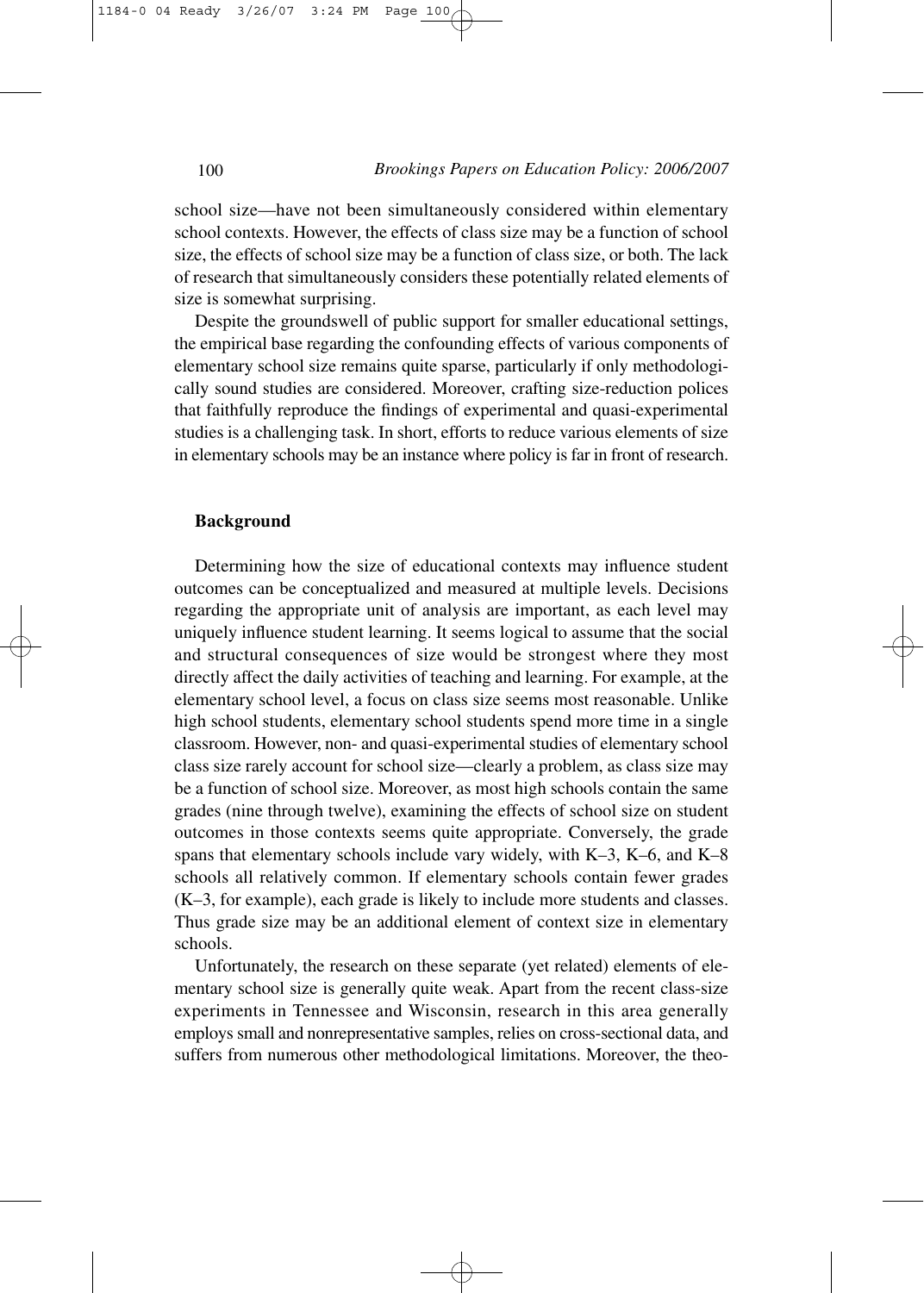school size—have not been simultaneously considered within elementary school contexts. However, the effects of class size may be a function of school size, the effects of school size may be a function of class size, or both. The lack of research that simultaneously considers these potentially related elements of size is somewhat surprising.

Despite the groundswell of public support for smaller educational settings, the empirical base regarding the confounding effects of various components of elementary school size remains quite sparse, particularly if only methodologically sound studies are considered. Moreover, crafting size-reduction polices that faithfully reproduce the findings of experimental and quasi-experimental studies is a challenging task. In short, efforts to reduce various elements of size in elementary schools may be an instance where policy is far in front of research.

## Background

Determining how the size of educational contexts may influence student outcomes can be conceptualized and measured at multiple levels. Decisions regarding the appropriate unit of analysis are important, as each level may uniquely influence student learning. It seems logical to assume that the social and structural consequences of size would be strongest where they most directly affect the daily activities of teaching and learning. For example, at the elementary school level, a focus on class size seems most reasonable. Unlike high school students, elementary school students spend more time in a single classroom. However, non- and quasi-experimental studies of elementary school class size rarely account for school size—clearly a problem, as class size may be a function of school size. Moreover, as most high schools contain the same grades (nine through twelve), examining the effects of school size on student outcomes in those contexts seems quite appropriate. Conversely, the grade spans that elementary schools include vary widely, with K–3, K–6, and K–8 schools all relatively common. If elementary schools contain fewer grades (K–3, for example), each grade is likely to include more students and classes. Thus grade size may be an additional element of context size in elementary schools.

Unfortunately, the research on these separate (yet related) elements of elementary school size is generally quite weak. Apart from the recent class-size experiments in Tennessee and Wisconsin, research in this area generally employs small and nonrepresentative samples, relies on cross-sectional data, and suffers from numerous other methodological limitations. Moreover, the theo-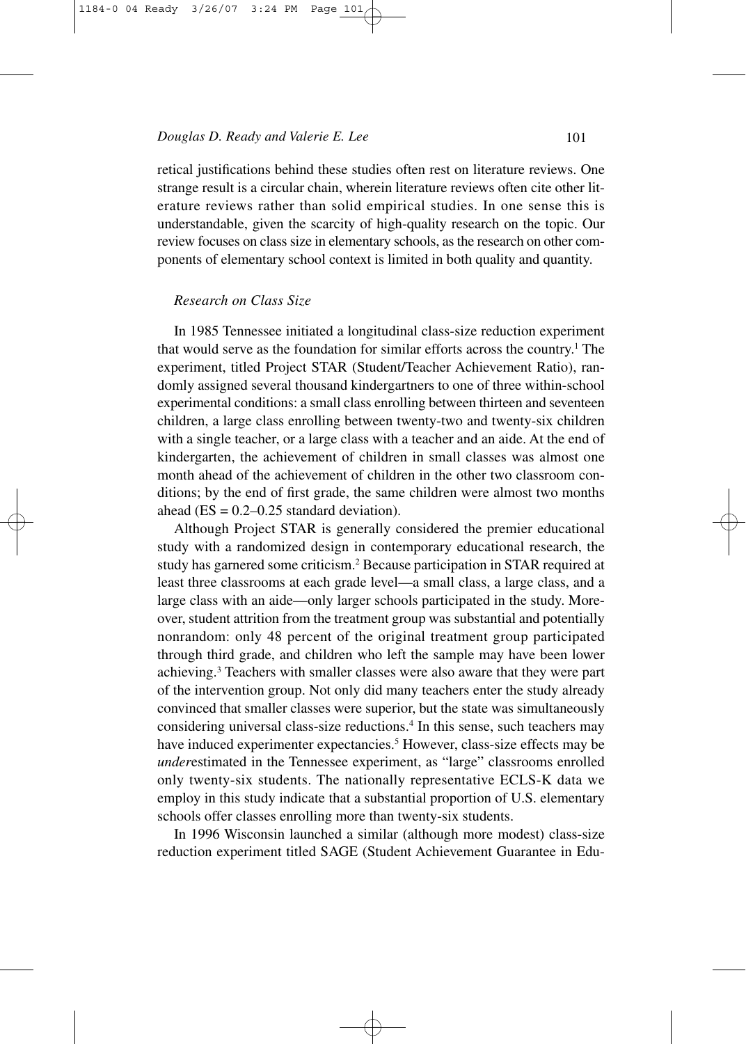retical justifications behind these studies often rest on literature reviews. One strange result is a circular chain, wherein literature reviews often cite other literature reviews rather than solid empirical studies. In one sense this is understandable, given the scarcity of high-quality research on the topic. Our review focuses on class size in elementary schools, as the research on other components of elementary school context is limited in both quality and quantity.

### *Research on Class Size*

In 1985 Tennessee initiated a longitudinal class-size reduction experiment that would serve as the foundation for similar efforts across the country.[1] The experiment, titled Project STAR (Student/Teacher Achievement Ratio), randomly assigned several thousand kindergartners to one of three within-school experimental conditions: a small class enrolling between thirteen and seventeen children, a large class enrolling between twenty-two and twenty-six children with a single teacher, or a large class with a teacher and an aide. At the end of kindergarten, the achievement of children in small classes was almost one month ahead of the achievement of children in the other two classroom conditions; by the end of first grade, the same children were almost two months ahead (ES = 0.2–0.25 standard deviation).

Although Project STAR is generally considered the premier educational study with a randomized design in contemporary educational research, the study has garnered some criticism.[2] Because participation in STAR required at least three classrooms at each grade level—a small class, a large class, and a large class with an aide—only larger schools participated in the study. Moreover, student attrition from the treatment group was substantial and potentially nonrandom: only 48 percent of the original treatment group participated through third grade, and children who left the sample may have been lower achieving.[3] Teachers with smaller classes were also aware that they were part of the intervention group. Not only did many teachers enter the study already convinced that smaller classes were superior, but the state was simultaneously considering universal class-size reductions.[4] In this sense, such teachers may have induced experimenter expectancies.[5] However, class-size effects may be *under*estimated in the Tennessee experiment, as "large" classrooms enrolled only twenty-six students. The nationally representative ECLS-K data we employ in this study indicate that a substantial proportion of U.S. elementary schools offer classes enrolling more than twenty-six students.

In 1996 Wisconsin launched a similar (although more modest) class-size reduction experiment titled SAGE (Student Achievement Guarantee in Edu-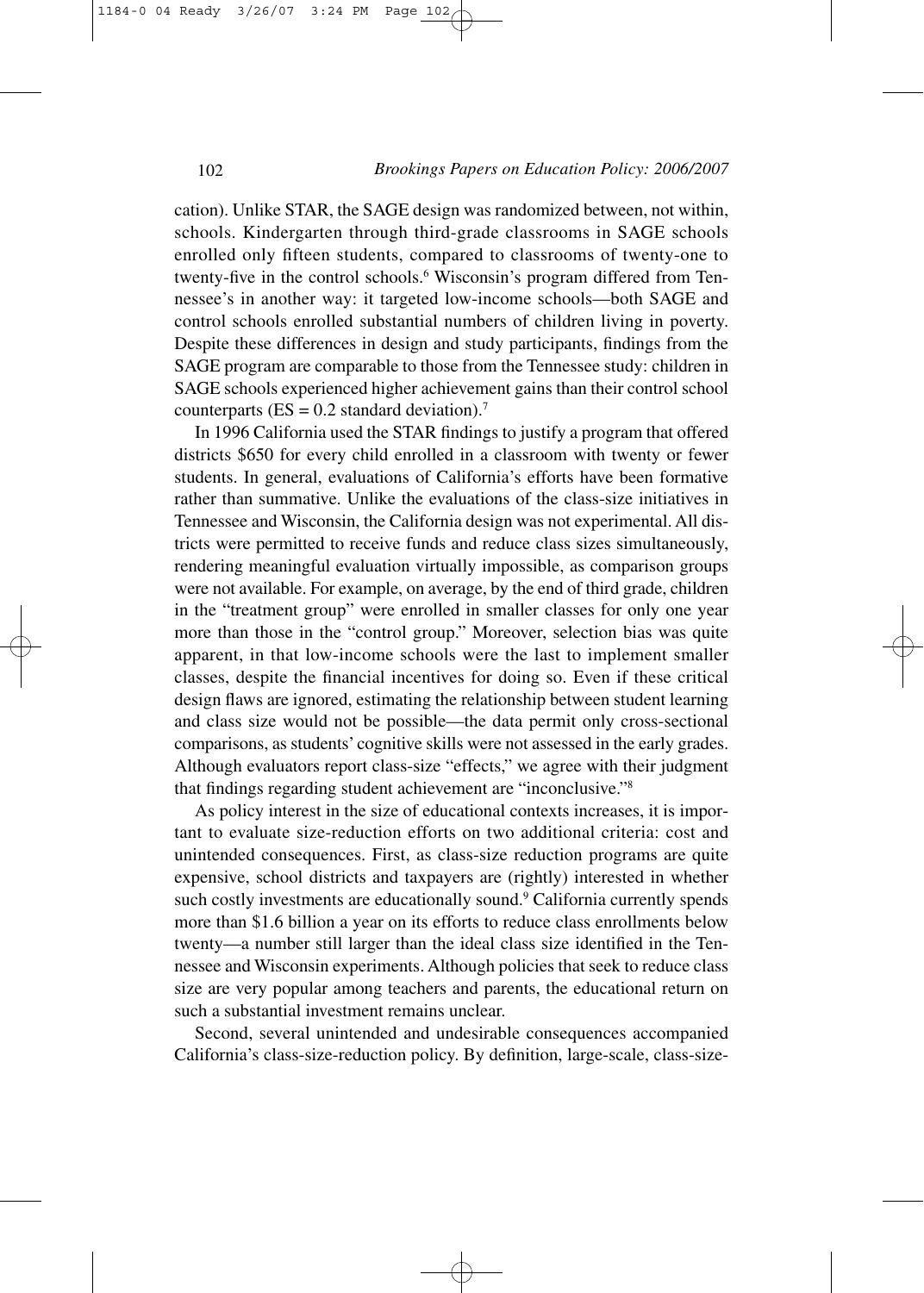cation). Unlike STAR, the SAGE design was randomized between, not within, schools. Kindergarten through third-grade classrooms in SAGE schools enrolled only fifteen students, compared to classrooms of twenty-one to twenty-five in the control schools.[6] Wisconsin's program differed from Tennessee's in another way: it targeted low-income schools—both SAGE and control schools enrolled substantial numbers of children living in poverty. Despite these differences in design and study participants, findings from the SAGE program are comparable to those from the Tennessee study: children in SAGE schools experienced higher achievement gains than their control school counterparts (ES = 0.2 standard deviation).[7]

In 1996 California used the STAR findings to justify a program that offered districts $650 for every child enrolled in a classroom with twenty or fewer students. In general, evaluations of California's efforts have been formative rather than summative. Unlike the evaluations of the class-size initiatives in Tennessee and Wisconsin, the California design was not experimental. All districts were permitted to receive funds and reduce class sizes simultaneously, rendering meaningful evaluation virtually impossible, as comparison groups were not available. For example, on average, by the end of third grade, children in the "treatment group" were enrolled in smaller classes for only one year more than those in the "control group." Moreover, selection bias was quite apparent, in that low-income schools were the last to implement smaller classes, despite the financial incentives for doing so. Even if these critical design flaws are ignored, estimating the relationship between student learning and class size would not be possible—the data permit only cross-sectional comparisons, as students' cognitive skills were not assessed in the early grades. Although evaluators report class-size "effects," we agree with their judgment that findings regarding student achievement are "inconclusive."[8]

As policy interest in the size of educational contexts increases, it is important to evaluate size-reduction efforts on two additional criteria: cost and unintended consequences. First, as class-size reduction programs are quite expensive, school districts and taxpayers are (rightly) interested in whether such costly investments are educationally sound.[9] California currently spends more than $1.6 billion a year on its efforts to reduce class enrollments below twenty—a number still larger than the ideal class size identified in the Tennessee and Wisconsin experiments. Although policies that seek to reduce class size are very popular among teachers and parents, the educational return on such a substantial investment remains unclear.

Second, several unintended and undesirable consequences accompanied California's class-size-reduction policy. By definition, large-scale, class-size-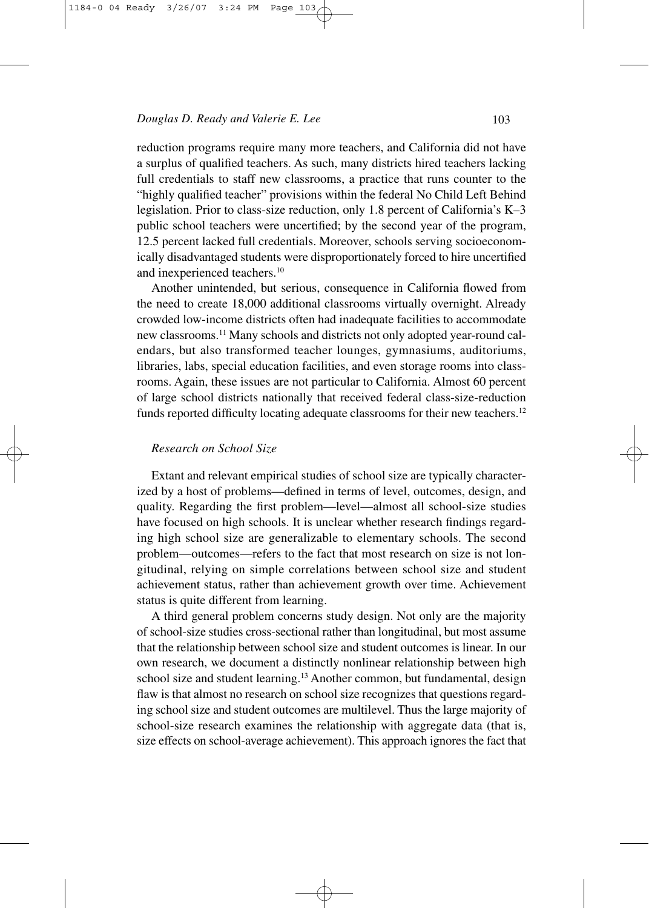reduction programs require many more teachers, and California did not have a surplus of qualified teachers. As such, many districts hired teachers lacking full credentials to staff new classrooms, a practice that runs counter to the "highly qualified teacher" provisions within the federal No Child Left Behind legislation. Prior to class-size reduction, only 1.8 percent of California's K–3 public school teachers were uncertified; by the second year of the program, 12.5 percent lacked full credentials. Moreover, schools serving socioeconomically disadvantaged students were disproportionately forced to hire uncertified and inexperienced teachers.[10]

Another unintended, but serious, consequence in California flowed from the need to create 18,000 additional classrooms virtually overnight. Already crowded low-income districts often had inadequate facilities to accommodate new classrooms.[11] Many schools and districts not only adopted year-round calendars, but also transformed teacher lounges, gymnasiums, auditoriums, libraries, labs, special education facilities, and even storage rooms into classrooms. Again, these issues are not particular to California. Almost 60 percent of large school districts nationally that received federal class-size-reduction funds reported difficulty locating adequate classrooms for their new teachers.[12]

### *Research on School Size*

Extant and relevant empirical studies of school size are typically characterized by a host of problems—defined in terms of level, outcomes, design, and quality. Regarding the first problem—level—almost all school-size studies have focused on high schools. It is unclear whether research findings regarding high school size are generalizable to elementary schools. The second problem—outcomes—refers to the fact that most research on size is not longitudinal, relying on simple correlations between school size and student achievement status, rather than achievement growth over time. Achievement status is quite different from learning.

A third general problem concerns study design. Not only are the majority of school-size studies cross-sectional rather than longitudinal, but most assume that the relationship between school size and student outcomes is linear. In our own research, we document a distinctly nonlinear relationship between high school size and student learning.[13] Another common, but fundamental, design flaw is that almost no research on school size recognizes that questions regarding school size and student outcomes are multilevel. Thus the large majority of school-size research examines the relationship with aggregate data (that is, size effects on school-average achievement). This approach ignores the fact that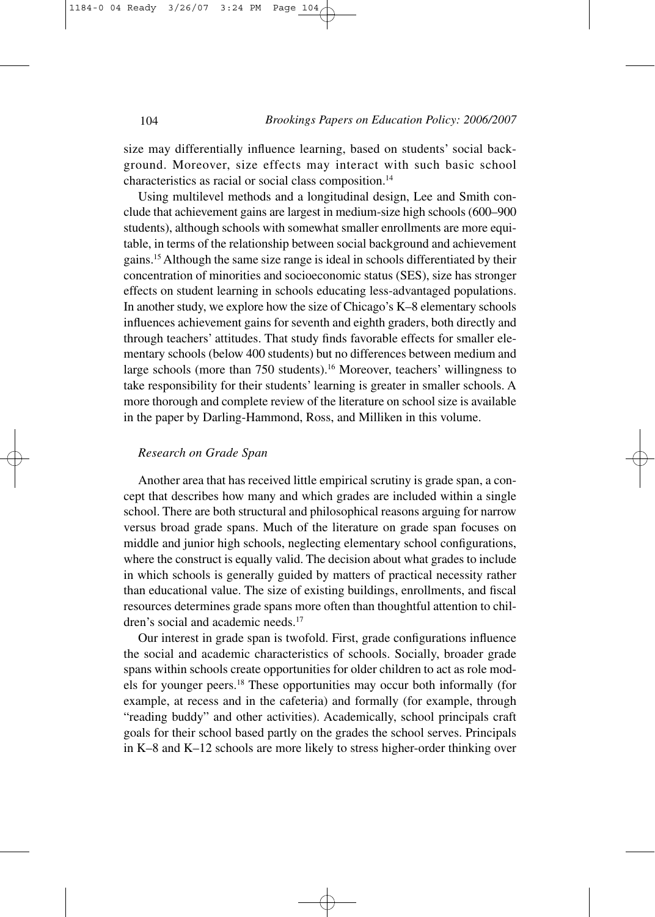size may differentially influence learning, based on students' social background. Moreover, size effects may interact with such basic school characteristics as racial or social class composition.[14]

Using multilevel methods and a longitudinal design, Lee and Smith conclude that achievement gains are largest in medium-size high schools (600–900 students), although schools with somewhat smaller enrollments are more equitable, in terms of the relationship between social background and achievement gains.[15] Although the same size range is ideal in schools differentiated by their concentration of minorities and socioeconomic status (SES), size has stronger effects on student learning in schools educating less-advantaged populations. In another study, we explore how the size of Chicago's K–8 elementary schools influences achievement gains for seventh and eighth graders, both directly and through teachers' attitudes. That study finds favorable effects for smaller elementary schools (below 400 students) but no differences between medium and large schools (more than 750 students).[16] Moreover, teachers' willingness to take responsibility for their students' learning is greater in smaller schools. A more thorough and complete review of the literature on school size is available in the paper by Darling-Hammond, Ross, and Milliken in this volume.

### *Research on Grade Span*

Another area that has received little empirical scrutiny is grade span, a concept that describes how many and which grades are included within a single school. There are both structural and philosophical reasons arguing for narrow versus broad grade spans. Much of the literature on grade span focuses on middle and junior high schools, neglecting elementary school configurations, where the construct is equally valid. The decision about what grades to include in which schools is generally guided by matters of practical necessity rather than educational value. The size of existing buildings, enrollments, and fiscal resources determines grade spans more often than thoughtful attention to children's social and academic needs.[17]

Our interest in grade span is twofold. First, grade configurations influence the social and academic characteristics of schools. Socially, broader grade spans within schools create opportunities for older children to act as role models for younger peers.[18] These opportunities may occur both informally (for example, at recess and in the cafeteria) and formally (for example, through "reading buddy" and other activities). Academically, school principals craft goals for their school based partly on the grades the school serves. Principals in K–8 and K–12 schools are more likely to stress higher-order thinking over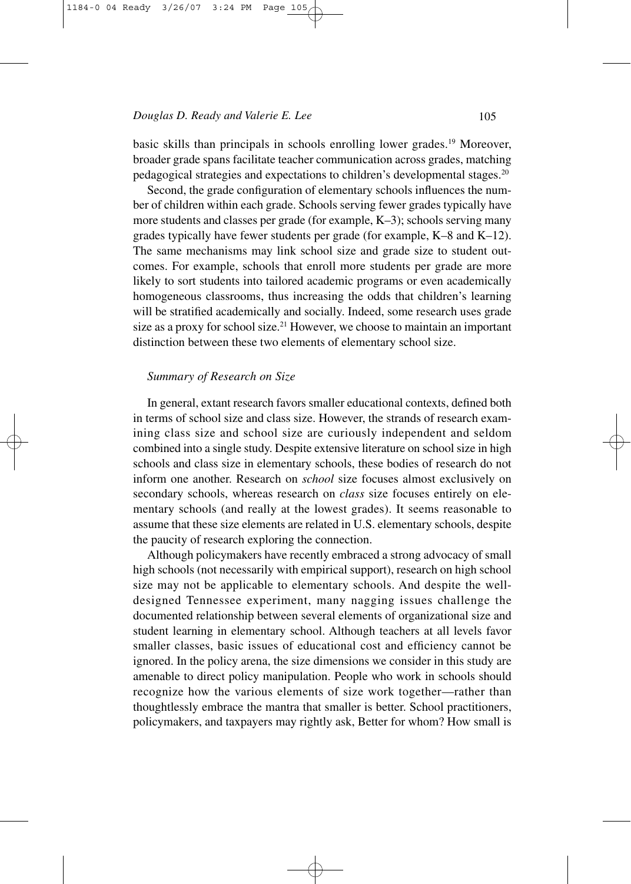basic skills than principals in schools enrolling lower grades.[19] Moreover, broader grade spans facilitate teacher communication across grades, matching pedagogical strategies and expectations to children's developmental stages.[20]

Second, the grade configuration of elementary schools influences the number of children within each grade. Schools serving fewer grades typically have more students and classes per grade (for example, K–3); schools serving many grades typically have fewer students per grade (for example, K–8 and K–12). The same mechanisms may link school size and grade size to student outcomes. For example, schools that enroll more students per grade are more likely to sort students into tailored academic programs or even academically homogeneous classrooms, thus increasing the odds that children's learning will be stratified academically and socially. Indeed, some research uses grade size as a proxy for school size.[21] However, we choose to maintain an important distinction between these two elements of elementary school size.

### *Summary of Research on Size*

In general, extant research favors smaller educational contexts, defined both in terms of school size and class size. However, the strands of research examining class size and school size are curiously independent and seldom combined into a single study. Despite extensive literature on school size in high schools and class size in elementary schools, these bodies of research do not inform one another. Research on *school* size focuses almost exclusively on secondary schools, whereas research on *class* size focuses entirely on elementary schools (and really at the lowest grades). It seems reasonable to assume that these size elements are related in U.S. elementary schools, despite the paucity of research exploring the connection.

Although policymakers have recently embraced a strong advocacy of small high schools (not necessarily with empirical support), research on high school size may not be applicable to elementary schools. And despite the well-designed Tennessee experiment, many nagging issues challenge the documented relationship between several elements of organizational size and student learning in elementary school. Although teachers at all levels favor smaller classes, basic issues of educational cost and efficiency cannot be ignored. In the policy arena, the size dimensions we consider in this study are amenable to direct policy manipulation. People who work in schools should recognize how the various elements of size work together—rather than thoughtlessly embrace the mantra that smaller is better. School practitioners, policymakers, and taxpayers may rightly ask, Better for whom? How small is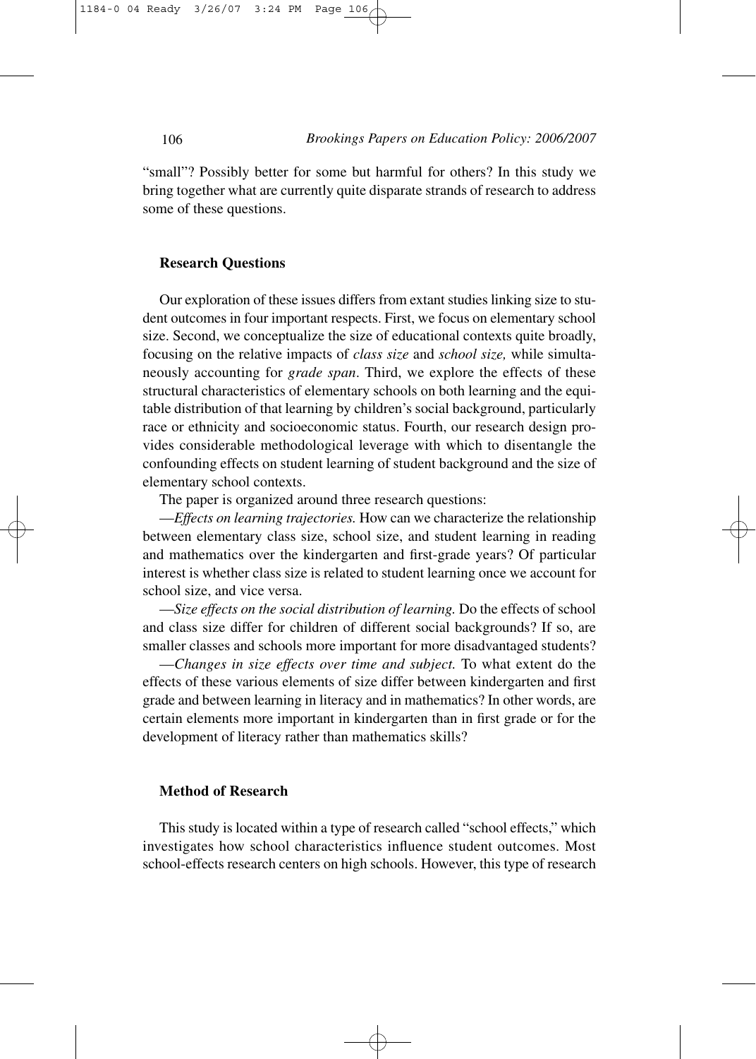"small"? Possibly better for some but harmful for others? In this study we bring together what are currently quite disparate strands of research to address some of these questions.

## Research Questions

Our exploration of these issues differs from extant studies linking size to student outcomes in four important respects. First, we focus on elementary school size. Second, we conceptualize the size of educational contexts quite broadly, focusing on the relative impacts of *class size* and *school size,* while simultaneously accounting for *grade span*. Third, we explore the effects of these structural characteristics of elementary schools on both learning and the equitable distribution of that learning by children's social background, particularly race or ethnicity and socioeconomic status. Fourth, our research design provides considerable methodological leverage with which to disentangle the confounding effects on student learning of student background and the size of elementary school contexts.

The paper is organized around three research questions:

—*Effects on learning trajectories.* How can we characterize the relationship between elementary class size, school size, and student learning in reading and mathematics over the kindergarten and first-grade years? Of particular interest is whether class size is related to student learning once we account for school size, and vice versa.

—*Size effects on the social distribution of learning.* Do the effects of school and class size differ for children of different social backgrounds? If so, are smaller classes and schools more important for more disadvantaged students?

—*Changes in size effects over time and subject.* To what extent do the effects of these various elements of size differ between kindergarten and first grade and between learning in literacy and in mathematics? In other words, are certain elements more important in kindergarten than in first grade or for the development of literacy rather than mathematics skills?

## Method of Research

This study is located within a type of research called "school effects," which investigates how school characteristics influence student outcomes. Most school-effects research centers on high schools. However, this type of research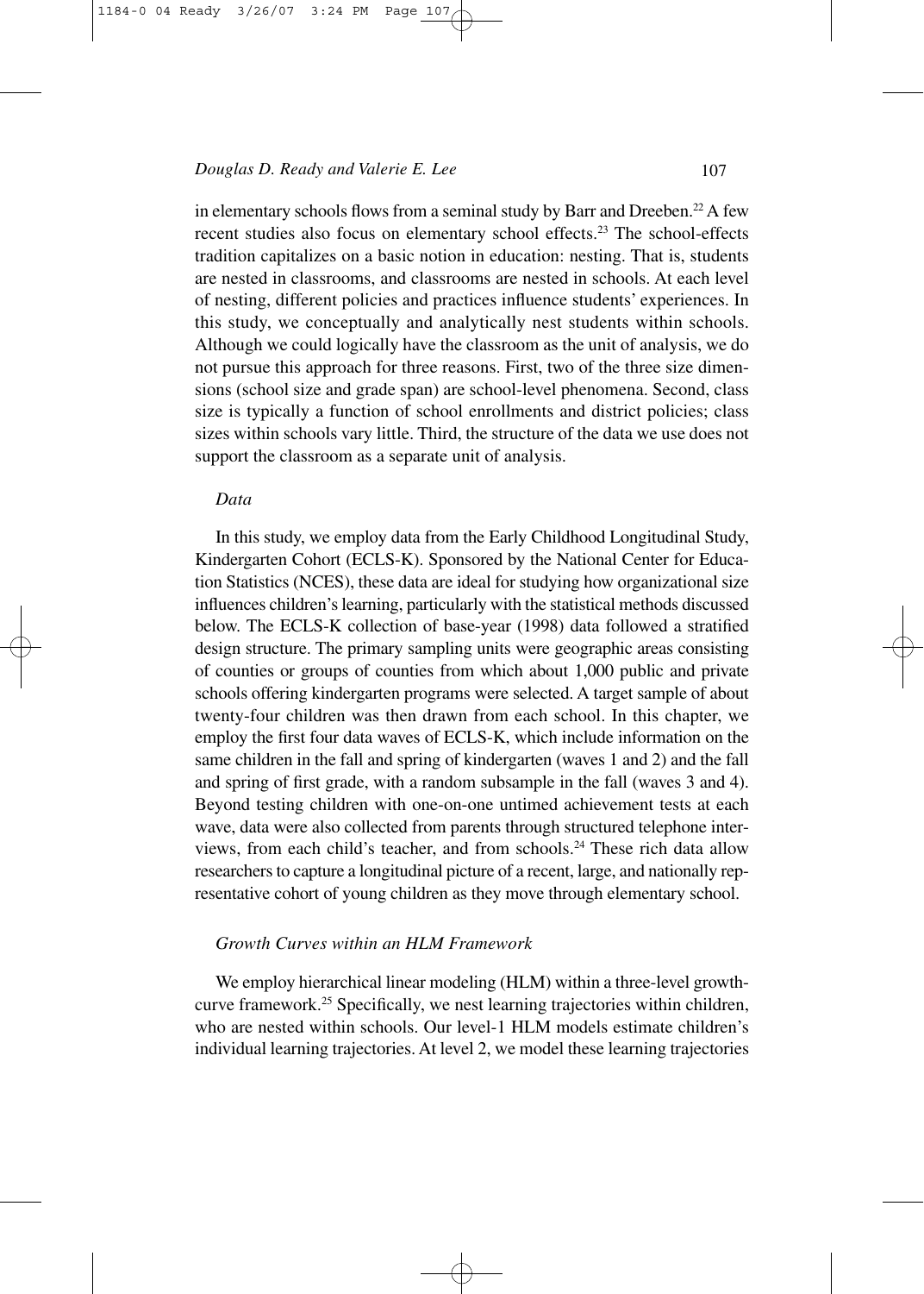in elementary schools flows from a seminal study by Barr and Dreeben.[22] A few recent studies also focus on elementary school effects.[23] The school-effects tradition capitalizes on a basic notion in education: nesting. That is, students are nested in classrooms, and classrooms are nested in schools. At each level of nesting, different policies and practices influence students' experiences. In this study, we conceptually and analytically nest students within schools. Although we could logically have the classroom as the unit of analysis, we do not pursue this approach for three reasons. First, two of the three size dimensions (school size and grade span) are school-level phenomena. Second, class size is typically a function of school enrollments and district policies; class sizes within schools vary little. Third, the structure of the data we use does not support the classroom as a separate unit of analysis.

### *Data*

In this study, we employ data from the Early Childhood Longitudinal Study, Kindergarten Cohort (ECLS-K). Sponsored by the National Center for Education Statistics (NCES), these data are ideal for studying how organizational size influences children's learning, particularly with the statistical methods discussed below. The ECLS-K collection of base-year (1998) data followed a stratified design structure. The primary sampling units were geographic areas consisting of counties or groups of counties from which about 1,000 public and private schools offering kindergarten programs were selected. A target sample of about twenty-four children was then drawn from each school. In this chapter, we employ the first four data waves of ECLS-K, which include information on the same children in the fall and spring of kindergarten (waves 1 and 2) and the fall and spring of first grade, with a random subsample in the fall (waves 3 and 4). Beyond testing children with one-on-one untimed achievement tests at each wave, data were also collected from parents through structured telephone interviews, from each child's teacher, and from schools.[24] These rich data allow researchers to capture a longitudinal picture of a recent, large, and nationally representative cohort of young children as they move through elementary school.

### *Growth Curves within an HLM Framework*

We employ hierarchical linear modeling (HLM) within a three-level growth-curve framework.[25] Specifically, we nest learning trajectories within children, who are nested within schools. Our level-1 HLM models estimate children's individual learning trajectories. At level 2, we model these learning trajectories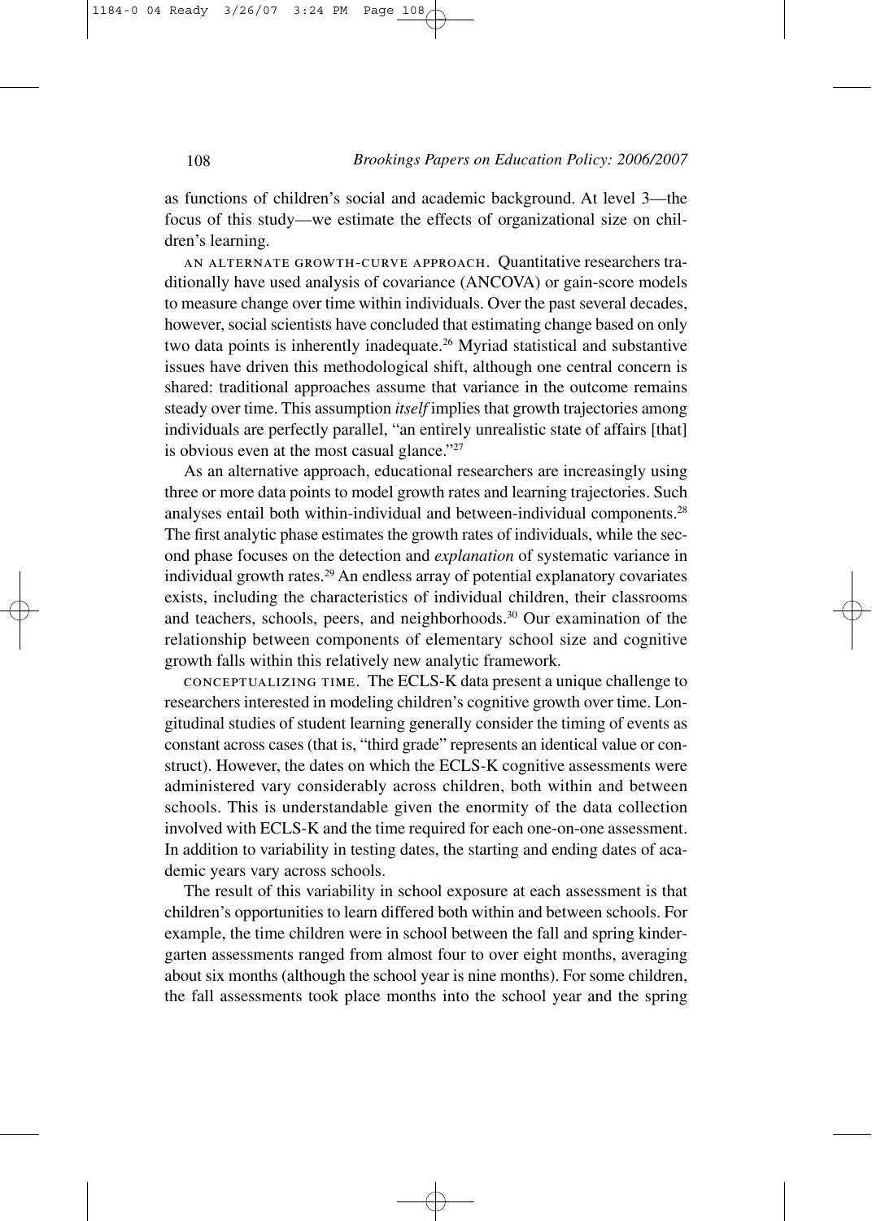as functions of children's social and academic background. At level 3—the focus of this study—we estimate the effects of organizational size on children's learning.

AN ALTERNATE GROWTH-CURVE APPROACH. Quantitative researchers traditionally have used analysis of covariance (ANCOVA) or gain-score models to measure change over time within individuals. Over the past several decades, however, social scientists have concluded that estimating change based on only two data points is inherently inadequate.[26] Myriad statistical and substantive issues have driven this methodological shift, although one central concern is shared: traditional approaches assume that variance in the outcome remains steady over time. This assumption *itself* implies that growth trajectories among individuals are perfectly parallel, "an entirely unrealistic state of affairs [that] is obvious even at the most casual glance."[27]

As an alternative approach, educational researchers are increasingly using three or more data points to model growth rates and learning trajectories. Such analyses entail both within-individual and between-individual components.[28] The first analytic phase estimates the growth rates of individuals, while the second phase focuses on the detection and *explanation* of systematic variance in individual growth rates.[29] An endless array of potential explanatory covariates exists, including the characteristics of individual children, their classrooms and teachers, schools, peers, and neighborhoods.[30] Our examination of the relationship between components of elementary school size and cognitive growth falls within this relatively new analytic framework.

CONCEPTUALIZING TIME. The ECLS-K data present a unique challenge to researchers interested in modeling children's cognitive growth over time. Longitudinal studies of student learning generally consider the timing of events as constant across cases (that is, "third grade" represents an identical value or construct). However, the dates on which the ECLS-K cognitive assessments were administered vary considerably across children, both within and between schools. This is understandable given the enormity of the data collection involved with ECLS-K and the time required for each one-on-one assessment. In addition to variability in testing dates, the starting and ending dates of academic years vary across schools.

The result of this variability in school exposure at each assessment is that children's opportunities to learn differed both within and between schools. For example, the time children were in school between the fall and spring kindergarten assessments ranged from almost four to over eight months, averaging about six months (although the school year is nine months). For some children, the fall assessments took place months into the school year and the spring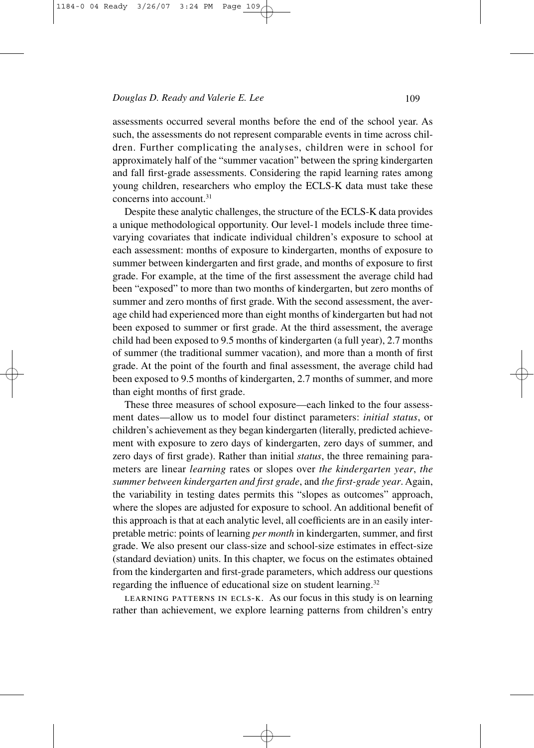assessments occurred several months before the end of the school year. As such, the assessments do not represent comparable events in time across children. Further complicating the analyses, children were in school for approximately half of the "summer vacation" between the spring kindergarten and fall first-grade assessments. Considering the rapid learning rates among young children, researchers who employ the ECLS-K data must take these concerns into account.[31]

Despite these analytic challenges, the structure of the ECLS-K data provides a unique methodological opportunity. Our level-1 models include three time-varying covariates that indicate individual children's exposure to school at each assessment: months of exposure to kindergarten, months of exposure to summer between kindergarten and first grade, and months of exposure to first grade. For example, at the time of the first assessment the average child had been "exposed" to more than two months of kindergarten, but zero months of summer and zero months of first grade. With the second assessment, the average child had experienced more than eight months of kindergarten but had not been exposed to summer or first grade. At the third assessment, the average child had been exposed to 9.5 months of kindergarten (a full year), 2.7 months of summer (the traditional summer vacation), and more than a month of first grade. At the point of the fourth and final assessment, the average child had been exposed to 9.5 months of kindergarten, 2.7 months of summer, and more than eight months of first grade.

These three measures of school exposure—each linked to the four assessment dates—allow us to model four distinct parameters: *initial status*, or children's achievement as they began kindergarten (literally, predicted achievement with exposure to zero days of kindergarten, zero days of summer, and zero days of first grade). Rather than initial *status*, the three remaining parameters are linear *learning* rates or slopes over *the kindergarten year*, *the summer between kindergarten and first grade*, and *the first-grade year*. Again, the variability in testing dates permits this "slopes as outcomes" approach, where the slopes are adjusted for exposure to school. An additional benefit of this approach is that at each analytic level, all coefficients are in an easily interpretable metric: points of learning *per month* in kindergarten, summer, and first grade. We also present our class-size and school-size estimates in effect-size (standard deviation) units. In this chapter, we focus on the estimates obtained from the kindergarten and first-grade parameters, which address our questions regarding the influence of educational size on student learning.[32]

LEARNING PATTERNS IN ECLS-K. As our focus in this study is on learning rather than achievement, we explore learning patterns from children's entry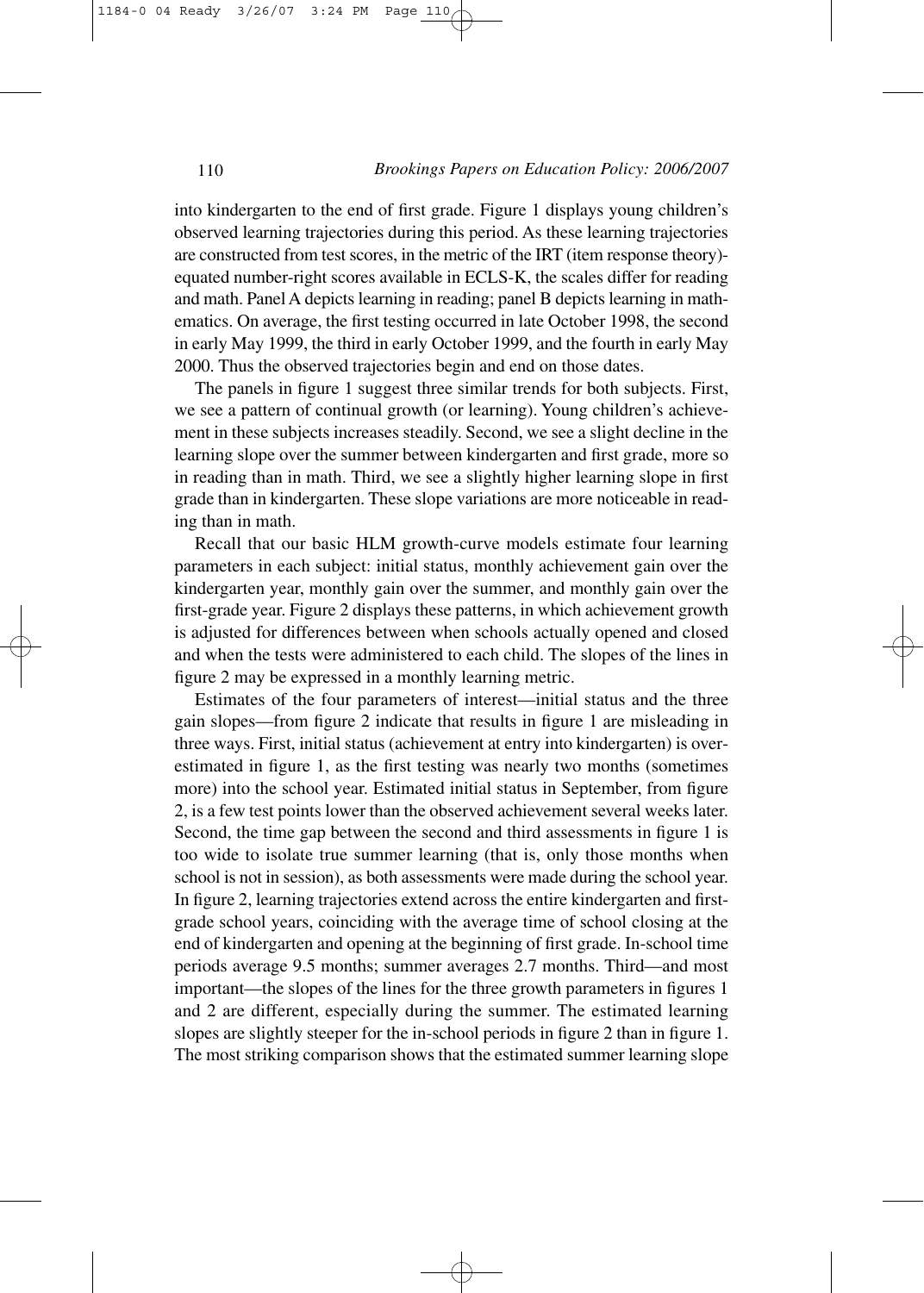into kindergarten to the end of first grade. Figure 1 displays young children's observed learning trajectories during this period. As these learning trajectories are constructed from test scores, in the metric of the IRT (item response theory)-equated number-right scores available in ECLS-K, the scales differ for reading and math. Panel A depicts learning in reading; panel B depicts learning in mathematics. On average, the first testing occurred in late October 1998, the second in early May 1999, the third in early October 1999, and the fourth in early May 2000. Thus the observed trajectories begin and end on those dates.

The panels in figure 1 suggest three similar trends for both subjects. First, we see a pattern of continual growth (or learning). Young children's achievement in these subjects increases steadily. Second, we see a slight decline in the learning slope over the summer between kindergarten and first grade, more so in reading than in math. Third, we see a slightly higher learning slope in first grade than in kindergarten. These slope variations are more noticeable in reading than in math.

Recall that our basic HLM growth-curve models estimate four learning parameters in each subject: initial status, monthly achievement gain over the kindergarten year, monthly gain over the summer, and monthly gain over the first-grade year. Figure 2 displays these patterns, in which achievement growth is adjusted for differences between when schools actually opened and closed and when the tests were administered to each child. The slopes of the lines in figure 2 may be expressed in a monthly learning metric.

Estimates of the four parameters of interest—initial status and the three gain slopes—from figure 2 indicate that results in figure 1 are misleading in three ways. First, initial status (achievement at entry into kindergarten) is overestimated in figure 1, as the first testing was nearly two months (sometimes more) into the school year. Estimated initial status in September, from figure 2, is a few test points lower than the observed achievement several weeks later. Second, the time gap between the second and third assessments in figure 1 is too wide to isolate true summer learning (that is, only those months when school is not in session), as both assessments were made during the school year. In figure 2, learning trajectories extend across the entire kindergarten and first-grade school years, coinciding with the average time of school closing at the end of kindergarten and opening at the beginning of first grade. In-school time periods average 9.5 months; summer averages 2.7 months. Third—and most important—the slopes of the lines for the three growth parameters in figures 1 and 2 are different, especially during the summer. The estimated learning slopes are slightly steeper for the in-school periods in figure 2 than in figure 1. The most striking comparison shows that the estimated summer learning slope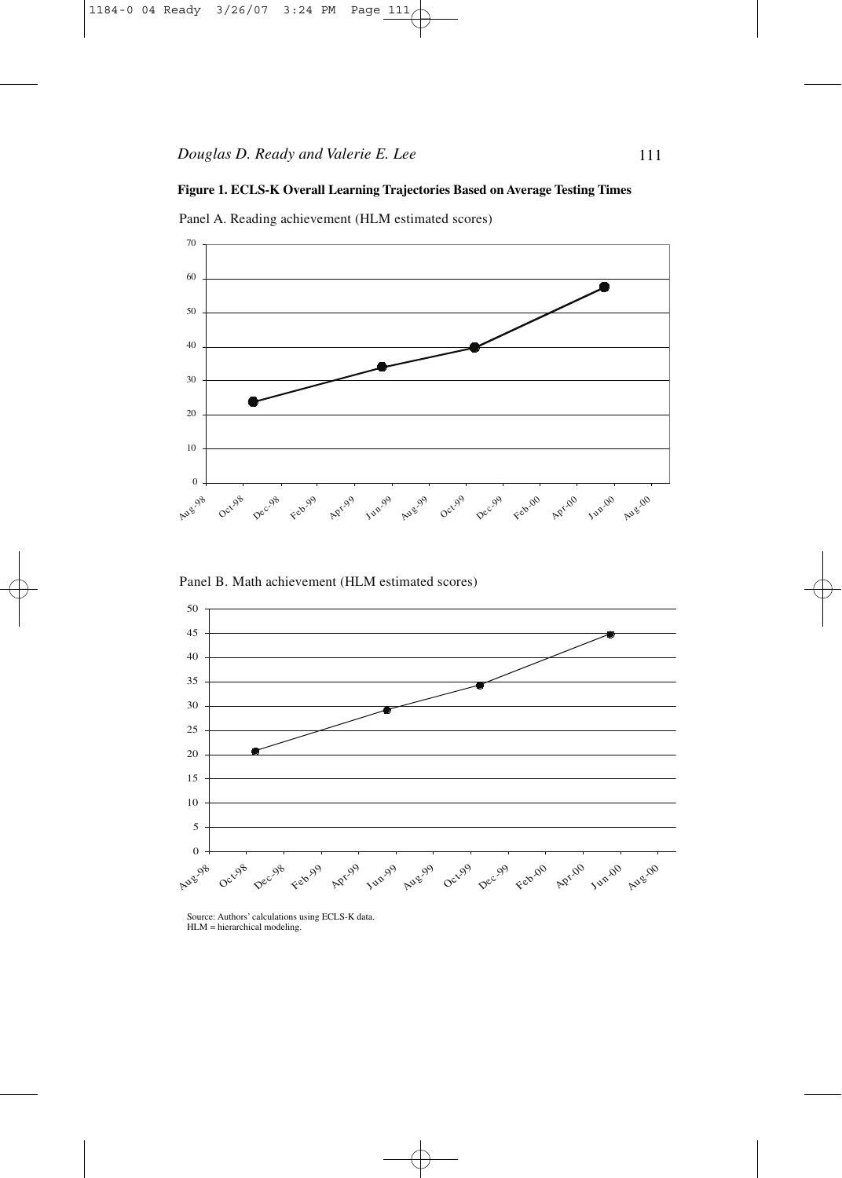**Figure 1. ECLS-K Overall Learning Trajectories Based on Average Testing Times**

Panel A. Reading achievement (HLM estimated scores)

Panel B. Math achievement (HLM estimated scores)

Source: Authors' calculations using ECLS-K data.
HLM = hierarchical modeling.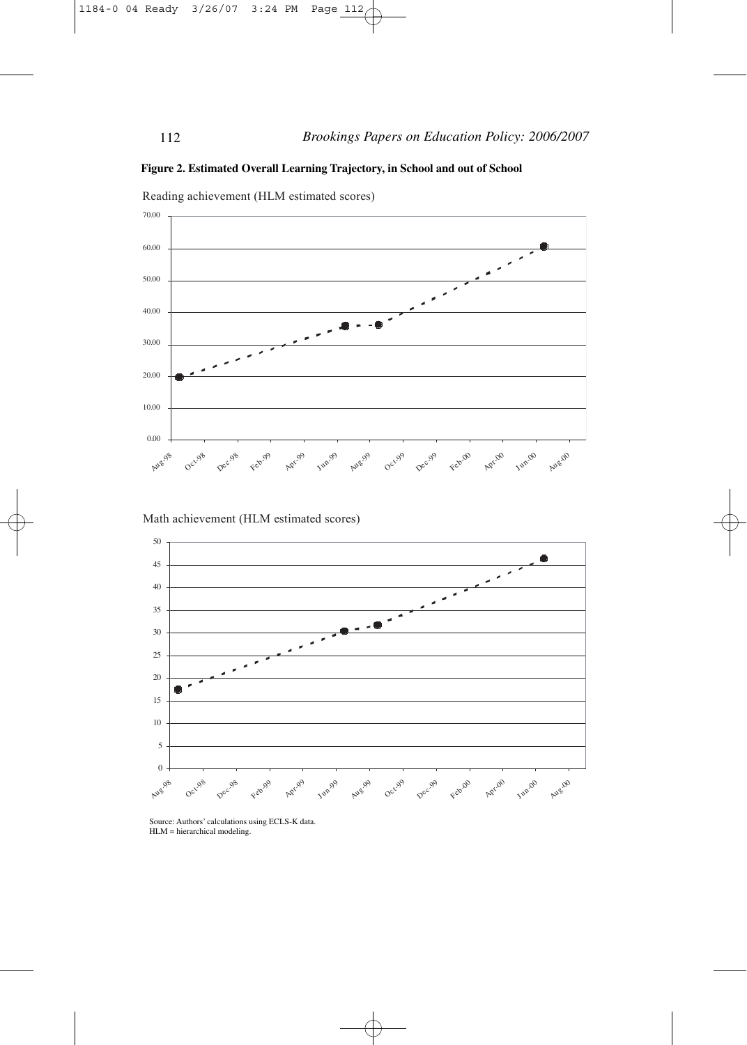**Figure 2. Estimated Overall Learning Trajectory, in School and out of School**

Reading achievement (HLM estimated scores)

Math achievement (HLM estimated scores)

Source: Authors' calculations using ECLS-K data.
HLM = hierarchical modeling.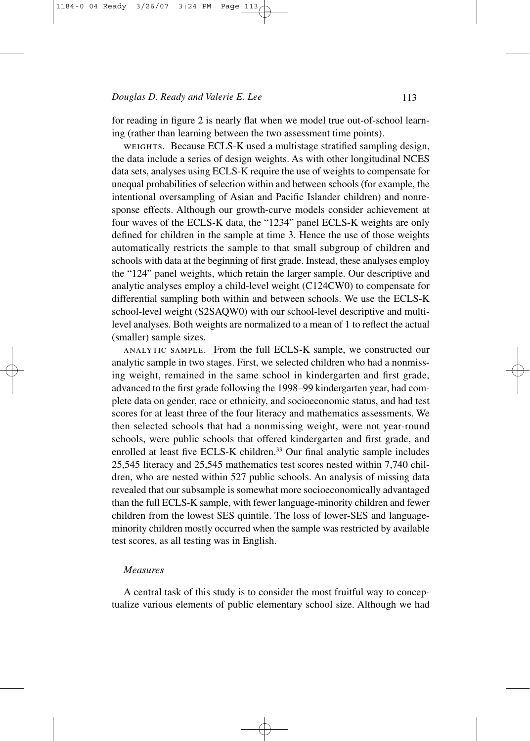for reading in figure 2 is nearly flat when we model true out-of-school learning (rather than learning between the two assessment time points).

WEIGHTS. Because ECLS-K used a multistage stratified sampling design, the data include a series of design weights. As with other longitudinal NCES data sets, analyses using ECLS-K require the use of weights to compensate for unequal probabilities of selection within and between schools (for example, the intentional oversampling of Asian and Pacific Islander children) and nonresponse effects. Although our growth-curve models consider achievement at four waves of the ECLS-K data, the "1234" panel ECLS-K weights are only defined for children in the sample at time 3. Hence the use of those weights automatically restricts the sample to that small subgroup of children and schools with data at the beginning of first grade. Instead, these analyses employ the "124" panel weights, which retain the larger sample. Our descriptive and analytic analyses employ a child-level weight (C124CW0) to compensate for differential sampling both within and between schools. We use the ECLS-K school-level weight (S2SAQW0) with our school-level descriptive and multilevel analyses. Both weights are normalized to a mean of 1 to reflect the actual (smaller) sample sizes.

ANALYTIC SAMPLE. From the full ECLS-K sample, we constructed our analytic sample in two stages. First, we selected children who had a nonmissing weight, remained in the same school in kindergarten and first grade, advanced to the first grade following the 1998–99 kindergarten year, had complete data on gender, race or ethnicity, and socioeconomic status, and had test scores for at least three of the four literacy and mathematics assessments. We then selected schools that had a nonmissing weight, were not year-round schools, were public schools that offered kindergarten and first grade, and enrolled at least five ECLS-K children.[33] Our final analytic sample includes 25,545 literacy and 25,545 mathematics test scores nested within 7,740 children, who are nested within 527 public schools. An analysis of missing data revealed that our subsample is somewhat more socioeconomically advantaged than the full ECLS-K sample, with fewer language-minority children and fewer children from the lowest SES quintile. The loss of lower-SES and language-minority children mostly occurred when the sample was restricted by available test scores, as all testing was in English.

### *Measures*

A central task of this study is to consider the most fruitful way to conceptualize various elements of public elementary school size. Although we had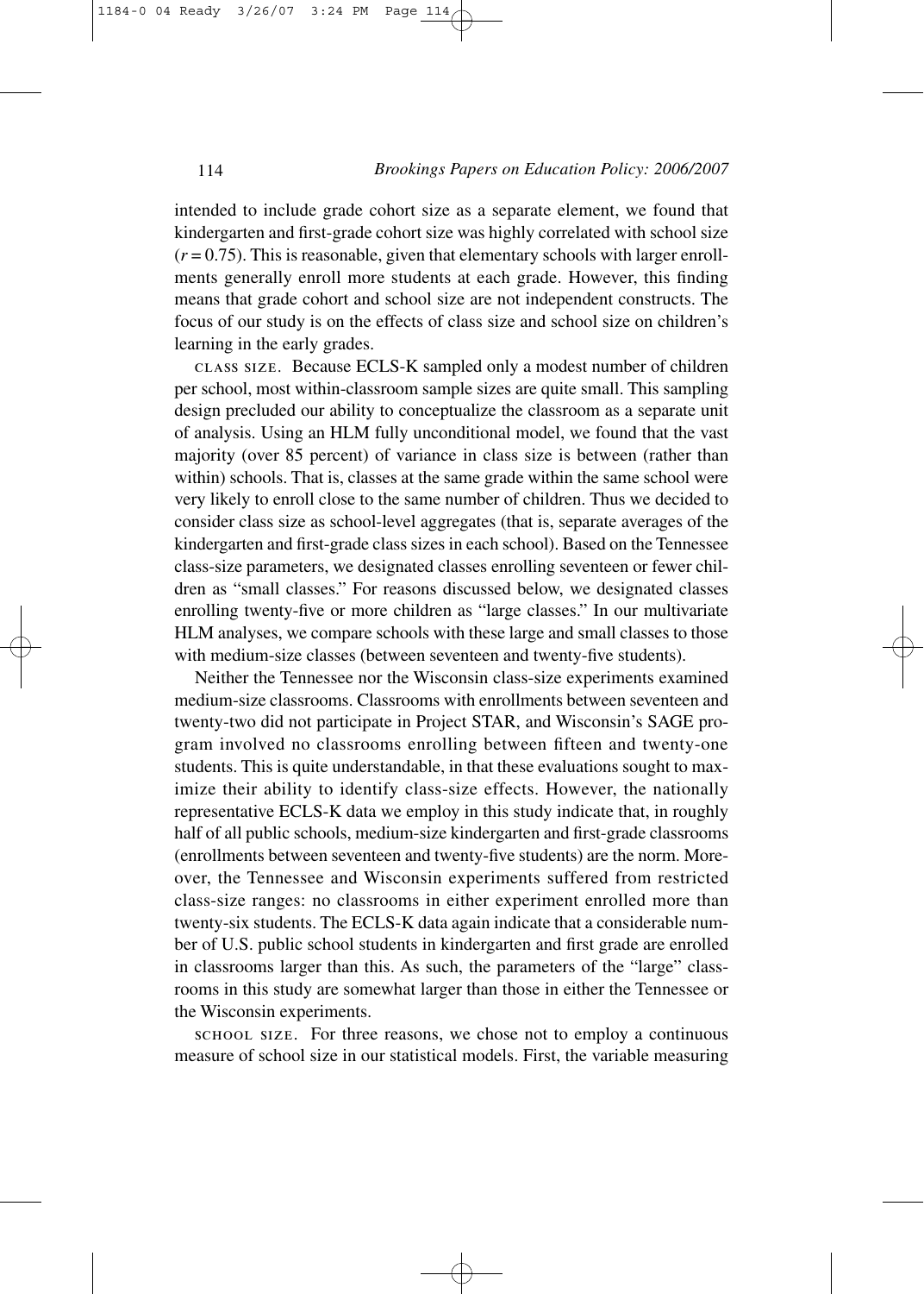intended to include grade cohort size as a separate element, we found that kindergarten and first-grade cohort size was highly correlated with school size ($r = 0.75$). This is reasonable, given that elementary schools with larger enrollments generally enroll more students at each grade. However, this finding means that grade cohort and school size are not independent constructs. The focus of our study is on the effects of class size and school size on children's learning in the early grades.

CLASS SIZE. Because ECLS-K sampled only a modest number of children per school, most within-classroom sample sizes are quite small. This sampling design precluded our ability to conceptualize the classroom as a separate unit of analysis. Using an HLM fully unconditional model, we found that the vast majority (over 85 percent) of variance in class size is between (rather than within) schools. That is, classes at the same grade within the same school were very likely to enroll close to the same number of children. Thus we decided to consider class size as school-level aggregates (that is, separate averages of the kindergarten and first-grade class sizes in each school). Based on the Tennessee class-size parameters, we designated classes enrolling seventeen or fewer children as "small classes." For reasons discussed below, we designated classes enrolling twenty-five or more children as "large classes." In our multivariate HLM analyses, we compare schools with these large and small classes to those with medium-size classes (between seventeen and twenty-five students).

Neither the Tennessee nor the Wisconsin class-size experiments examined medium-size classrooms. Classrooms with enrollments between seventeen and twenty-two did not participate in Project STAR, and Wisconsin's SAGE program involved no classrooms enrolling between fifteen and twenty-one students. This is quite understandable, in that these evaluations sought to maximize their ability to identify class-size effects. However, the nationally representative ECLS-K data we employ in this study indicate that, in roughly half of all public schools, medium-size kindergarten and first-grade classrooms (enrollments between seventeen and twenty-five students) are the norm. Moreover, the Tennessee and Wisconsin experiments suffered from restricted class-size ranges: no classrooms in either experiment enrolled more than twenty-six students. The ECLS-K data again indicate that a considerable number of U.S. public school students in kindergarten and first grade are enrolled in classrooms larger than this. As such, the parameters of the "large" classrooms in this study are somewhat larger than those in either the Tennessee or the Wisconsin experiments.

SCHOOL SIZE. For three reasons, we chose not to employ a continuous measure of school size in our statistical models. First, the variable measuring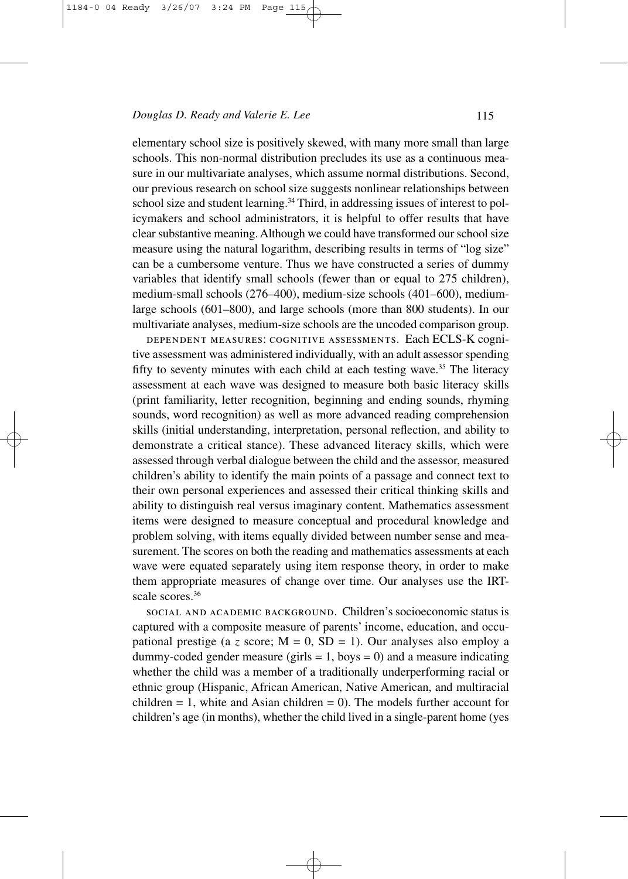elementary school size is positively skewed, with many more small than large schools. This non-normal distribution precludes its use as a continuous measure in our multivariate analyses, which assume normal distributions. Second, our previous research on school size suggests nonlinear relationships between school size and student learning.[34] Third, in addressing issues of interest to policymakers and school administrators, it is helpful to offer results that have clear substantive meaning. Although we could have transformed our school size measure using the natural logarithm, describing results in terms of "log size" can be a cumbersome venture. Thus we have constructed a series of dummy variables that identify small schools (fewer than or equal to 275 children), medium-small schools (276–400), medium-size schools (401–600), medium-large schools (601–800), and large schools (more than 800 students). In our multivariate analyses, medium-size schools are the uncoded comparison group.

DEPENDENT MEASURES: COGNITIVE ASSESSMENTS. Each ECLS-K cognitive assessment was administered individually, with an adult assessor spending fifty to seventy minutes with each child at each testing wave.[35] The literacy assessment at each wave was designed to measure both basic literacy skills (print familiarity, letter recognition, beginning and ending sounds, rhyming sounds, word recognition) as well as more advanced reading comprehension skills (initial understanding, interpretation, personal reflection, and ability to demonstrate a critical stance). These advanced literacy skills, which were assessed through verbal dialogue between the child and the assessor, measured children's ability to identify the main points of a passage and connect text to their own personal experiences and assessed their critical thinking skills and ability to distinguish real versus imaginary content. Mathematics assessment items were designed to measure conceptual and procedural knowledge and problem solving, with items equally divided between number sense and measurement. The scores on both the reading and mathematics assessments at each wave were equated separately using item response theory, in order to make them appropriate measures of change over time. Our analyses use the IRT-scale scores.[36]

SOCIAL AND ACADEMIC BACKGROUND. Children's socioeconomic status is captured with a composite measure of parents' income, education, and occupational prestige (a $z$ score; $M = 0$, $SD = 1$). Our analyses also employ a dummy-coded gender measure (girls = 1, boys = 0) and a measure indicating whether the child was a member of a traditionally underperforming racial or ethnic group (Hispanic, African American, Native American, and multiracial children = 1, white and Asian children = 0). The models further account for children's age (in months), whether the child lived in a single-parent home (yes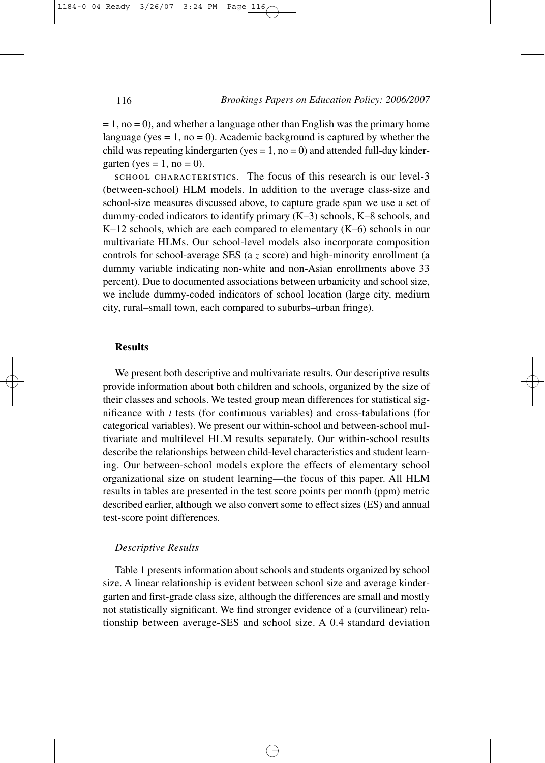= 1, no = 0), and whether a language other than English was the primary home language (yes = 1, no = 0). Academic background is captured by whether the child was repeating kindergarten (yes = 1, no = 0) and attended full-day kindergarten (yes = 1, no = 0).

SCHOOL CHARACTERISTICS. The focus of this research is our level-3 (between-school) HLM models. In addition to the average class-size and school-size measures discussed above, to capture grade span we use a set of dummy-coded indicators to identify primary (K–3) schools, K–8 schools, and K–12 schools, which are each compared to elementary (K–6) schools in our multivariate HLMs. Our school-level models also incorporate composition controls for school-average SES (a $z$ score) and high-minority enrollment (a dummy variable indicating non-white and non-Asian enrollments above 33 percent). Due to documented associations between urbanicity and school size, we include dummy-coded indicators of school location (large city, medium city, rural–small town, each compared to suburbs–urban fringe).

## Results

We present both descriptive and multivariate results. Our descriptive results provide information about both children and schools, organized by the size of their classes and schools. We tested group mean differences for statistical significance with $t$ tests (for continuous variables) and cross-tabulations (for categorical variables). We present our within-school and between-school multivariate and multilevel HLM results separately. Our within-school results describe the relationships between child-level characteristics and student learning. Our between-school models explore the effects of elementary school organizational size on student learning—the focus of this paper. All HLM results in tables are presented in the test score points per month (ppm) metric described earlier, although we also convert some to effect sizes (ES) and annual test-score point differences.

### *Descriptive Results*

Table 1 presents information about schools and students organized by school size. A linear relationship is evident between school size and average kindergarten and first-grade class size, although the differences are small and mostly not statistically significant. We find stronger evidence of a (curvilinear) relationship between average-SES and school size. A 0.4 standard deviation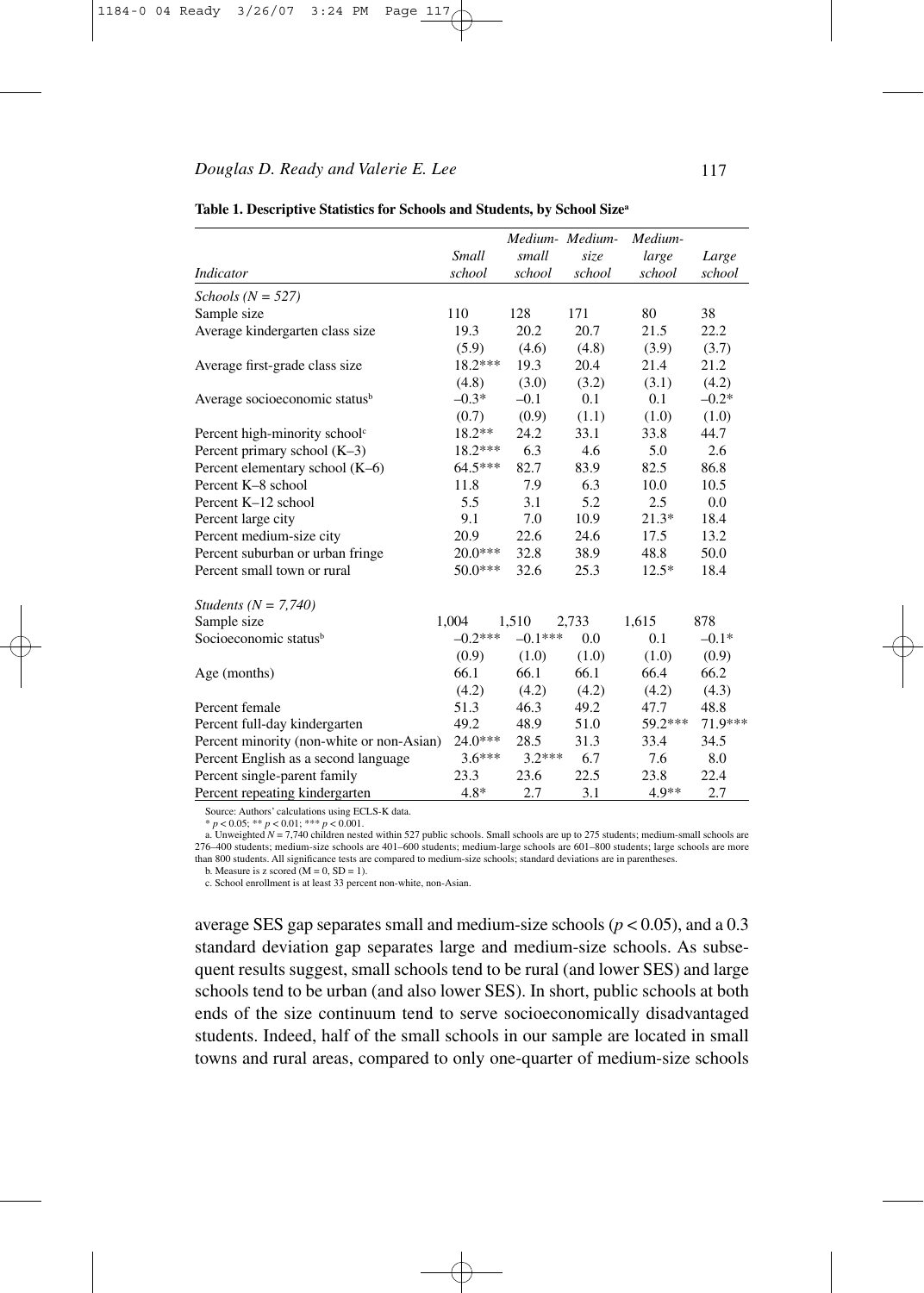**Table 1. Descriptive Statistics for Schools and Students, by School Size[a]**

| *Indicator* | *Small school* | *Medium-small school* | *Medium-size school* | *Medium-large school* | *Large school* |
|---|---|---|---|---|---|
| *Schools (N = 527)* | | | | | |
| Sample size | 110 | 128 | 171 | 80 | 38 |
| Average kindergarten class size | 19.3 | 20.2 | 20.7 | 21.5 | 22.2 |
| | (5.9) | (4.6) | (4.8) | (3.9) | (3.7) |
| Average first-grade class size | 18.2*** | 19.3 | 20.4 | 21.4 | 21.2 |
| | (4.8) | (3.0) | (3.2) | (3.1) | (4.2) |
| Average socioeconomic status[b] | –0.3* | –0.1 | 0.1 | 0.1 | –0.2* |
| | (0.7) | (0.9) | (1.1) | (1.0) | (1.0) |
| Percent high-minority school[c] | 18.2** | 24.2 | 33.1 | 33.8 | 44.7 |
| Percent primary school (K–3) | 18.2*** | 6.3 | 4.6 | 5.0 | 2.6 |
| Percent elementary school (K–6) | 64.5*** | 82.7 | 83.9 | 82.5 | 86.8 |
| Percent K–8 school | 11.8 | 7.9 | 6.3 | 10.0 | 10.5 |
| Percent K–12 school | 5.5 | 3.1 | 5.2 | 2.5 | 0.0 |
| Percent large city | 9.1 | 7.0 | 10.9 | 21.3* | 18.4 |
| Percent medium-size city | 20.9 | 22.6 | 24.6 | 17.5 | 13.2 |
| Percent suburban or urban fringe | 20.0*** | 32.8 | 38.9 | 48.8 | 50.0 |
| Percent small town or rural | 50.0*** | 32.6 | 25.3 | 12.5* | 18.4 |
| *Students (N = 7,740)* | | | | | |
| Sample size | 1,004 | 1,510 | 2,733 | 1,615 | 878 |
| Socioeconomic status[b] | –0.2*** | –0.1*** | 0.0 | 0.1 | –0.1* |
| | (0.9) | (1.0) | (1.0) | (1.0) | (0.9) |
| Age (months) | 66.1 | 66.1 | 66.1 | 66.4 | 66.2 |
| | (4.2) | (4.2) | (4.2) | (4.2) | (4.3) |
| Percent female | 51.3 | 46.3 | 49.2 | 47.7 | 48.8 |
| Percent full-day kindergarten | 49.2 | 48.9 | 51.0 | 59.2*** | 71.9*** |
| Percent minority (non-white or non-Asian) | 24.0*** | 28.5 | 31.3 | 33.4 | 34.5 |
| Percent English as a second language | 3.6*** | 3.2*** | 6.7 | 7.6 | 8.0 |
| Percent single-parent family | 23.3 | 23.6 | 22.5 | 23.8 | 22.4 |
| Percent repeating kindergarten | 4.8* | 2.7 | 3.1 | 4.9** | 2.7 |

Source: Authors' calculations using ECLS-K data.

* $p < 0.05$; ** $p < 0.01$; *** $p < 0.001$.

a. Unweighted $N = 7{,}740$ children nested within 527 public schools. Small schools are up to 275 students; medium-small schools are 276–400 students; medium-size schools are 401–600 students; medium-large schools are 601–800 students; large schools are more than 800 students. All significance tests are compared to medium-size schools; standard deviations are in parentheses.

b. Measure is z scored (M = 0, SD = 1).

c. School enrollment is at least 33 percent non-white, non-Asian.

average SES gap separates small and medium-size schools ($p < 0.05$), and a 0.3 standard deviation gap separates large and medium-size schools. As subsequent results suggest, small schools tend to be rural (and lower SES) and large schools tend to be urban (and also lower SES). In short, public schools at both ends of the size continuum tend to serve socioeconomically disadvantaged students. Indeed, half of the small schools in our sample are located in small towns and rural areas, compared to only one-quarter of medium-size schools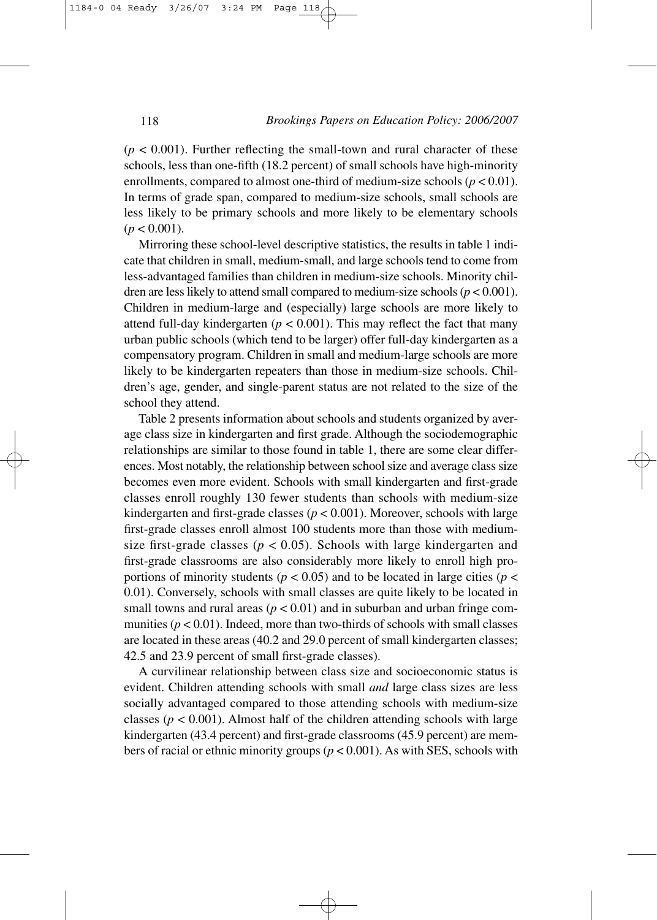($p < 0.001$). Further reflecting the small-town and rural character of these schools, less than one-fifth (18.2 percent) of small schools have high-minority enrollments, compared to almost one-third of medium-size schools ($p < 0.01$). In terms of grade span, compared to medium-size schools, small schools are less likely to be primary schools and more likely to be elementary schools ($p < 0.001$).

Mirroring these school-level descriptive statistics, the results in table 1 indicate that children in small, medium-small, and large schools tend to come from less-advantaged families than children in medium-size schools. Minority children are less likely to attend small compared to medium-size schools ($p < 0.001$). Children in medium-large and (especially) large schools are more likely to attend full-day kindergarten ($p < 0.001$). This may reflect the fact that many urban public schools (which tend to be larger) offer full-day kindergarten as a compensatory program. Children in small and medium-large schools are more likely to be kindergarten repeaters than those in medium-size schools. Children's age, gender, and single-parent status are not related to the size of the school they attend.

Table 2 presents information about schools and students organized by average class size in kindergarten and first grade. Although the sociodemographic relationships are similar to those found in table 1, there are some clear differences. Most notably, the relationship between school size and average class size becomes even more evident. Schools with small kindergarten and first-grade classes enroll roughly 130 fewer students than schools with medium-size kindergarten and first-grade classes ($p < 0.001$). Moreover, schools with large first-grade classes enroll almost 100 students more than those with medium-size first-grade classes ($p < 0.05$). Schools with large kindergarten and first-grade classrooms are also considerably more likely to enroll high proportions of minority students ($p < 0.05$) and to be located in large cities ($p < 0.01$). Conversely, schools with small classes are quite likely to be located in small towns and rural areas ($p < 0.01$) and in suburban and urban fringe communities ($p < 0.01$). Indeed, more than two-thirds of schools with small classes are located in these areas (40.2 and 29.0 percent of small kindergarten classes; 42.5 and 23.9 percent of small first-grade classes).

A curvilinear relationship between class size and socioeconomic status is evident. Children attending schools with small *and* large class sizes are less socially advantaged compared to those attending schools with medium-size classes ($p < 0.001$). Almost half of the children attending schools with large kindergarten (43.4 percent) and first-grade classrooms (45.9 percent) are members of racial or ethnic minority groups ($p < 0.001$). As with SES, schools with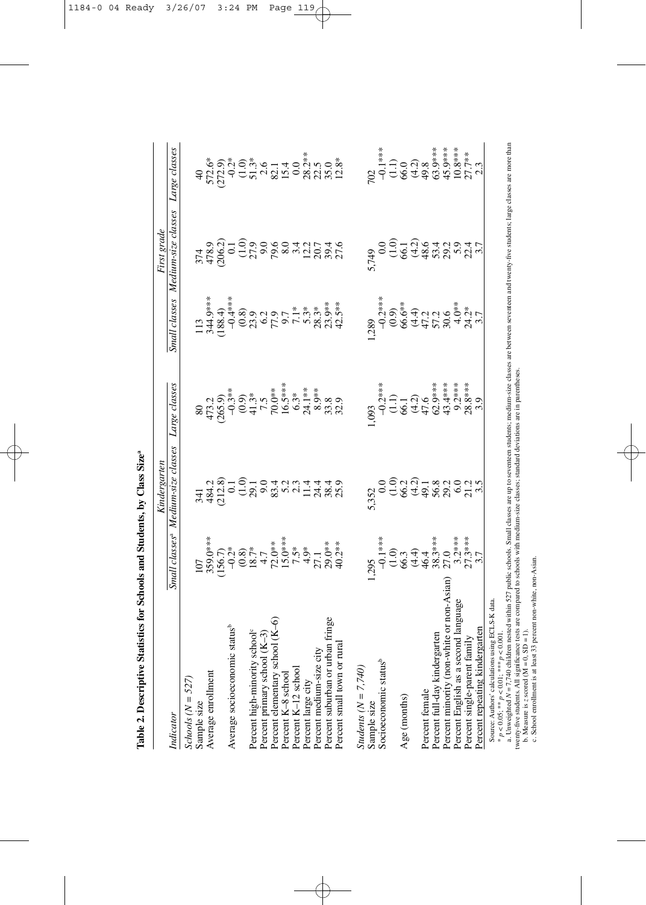**Table 2. Descriptive Statistics for Schools and Students, by Class Size[a]**

| Indicator | Kindergarten | | | First grade | | |
|---|---|---|---|---|---|---|
| | Small classes[a] | Medium-size classes | Large classes | Small classes | Medium-size classes | Large classes |
| *Schools (N = 527)* | | | | | | |
| Sample size | 107 | 341 | 80 | 113 | 374 | 40 |
| Average enrollment | 359.0*** | 484.2 | 473.2 | 344.9*** | 478.9 | 572.6* |
| | (156.7) | (212.8) | (265.9) | (188.4) | (206.2) | (272.9) |
| Average socioeconomic status[b] | –0.2* | 0.1 | –0.3** | –0.4*** | 0.1 | –0.2* |
| | (0.8) | (1.0) | (0.9) | (0.8) | (1.0) | (1.0) |
| Percent high-minority school[c] | 18.7* | 29.1 | 41.3* | 23.9 | 27.9 | 51.3* |
| Percent primary school (K–3) | 4.7 | 9.0 | 7.5 | 6.2 | 9.0 | 2.6 |
| Percent elementary school (K–6) | 72.0** | 83.4 | 70.0** | 77.9 | 79.6 | 82.1 |
| Percent K–8 school | 15.0*** | 5.2 | 16.5*** | 9.7 | 8.0 | 15.4 |
| Percent K–12 school | 7.5* | 2.3 | 6.3* | 7.1* | 3.4 | 0.0 |
| Percent large city | 4.9* | 11.4 | 24.1** | 5.3* | 12.2 | 28.2** |
| Percent medium-size city | 27.1 | 24.4 | 8.9** | 28.3* | 20.7 | 22.5 |
| Percent suburban or urban fringe | 29.0** | 38.4 | 33.8 | 23.9** | 39.4 | 35.0 |
| Percent small town or rural | 40.2** | 25.9 | 32.9 | 42.5** | 27.6 | 12.8* |
| *Students (N = 7,740)* | | | | | | |
| Sample size | 1,295 | 5,352 | 1,093 | 1,289 | 5,749 | 702 |
| Socioeconomic status[b] | –0.1*** | 0.0 | –0.2*** | –0.2*** | 0.0 | –0.1*** |
| | (1.0) | (1.0) | (1.1) | (0.9) | (1.0) | (1.1) |
| Age (months) | 66.3 | 66.2 | 66.1 | 66.6** | 66.1 | 66.0 |
| | (4.4) | (4.2) | (4.2) | (4.4) | (4.2) | (4.2) |
| Percent female | 46.4 | 49.1 | 47.6 | 47.2 | 48.6 | 49.8 |
| Percent full-day kindergarten | 38.3*** | 56.8 | 62.9*** | 57.2 | 53.4 | 63.9*** |
| Percent minority (non-white or non-Asian) | 27.0 | 29.2 | 43.4*** | 30.6 | 29.2 | 45.9*** |
| Percent English as a second language | 3.2*** | 6.0 | 9.2*** | 4.0** | 5.9 | 10.8*** |
| Percent single-parent family | 27.3*** | 21.2 | 28.8*** | 24.2* | 22.4 | 27.7** |
| Percent repeating kindergarten | 3.7 | 3.5 | 3.9 | 3.7 | 3.7 | 2.3 |

Source: Authors' calculations using ECLS-K data.

\* $p < 0.05$; \*\* $p < 0.01$; \*\*\* $p < 0.001$.

a. Unweighted $N = 7{,}740$ children nested within 527 public schools. Small classes are up to seventeen students; medium-size classes are between seventeen and twenty-five students; large classes are more than twenty-five students. All significance tests are compared to schools with medium-size classes; standard deviations are in parentheses.

b. Measure is $z$ scored ($M = 0$, $SD = 1$).

c. School enrollment is at least 33 percent non-white, non-Asian.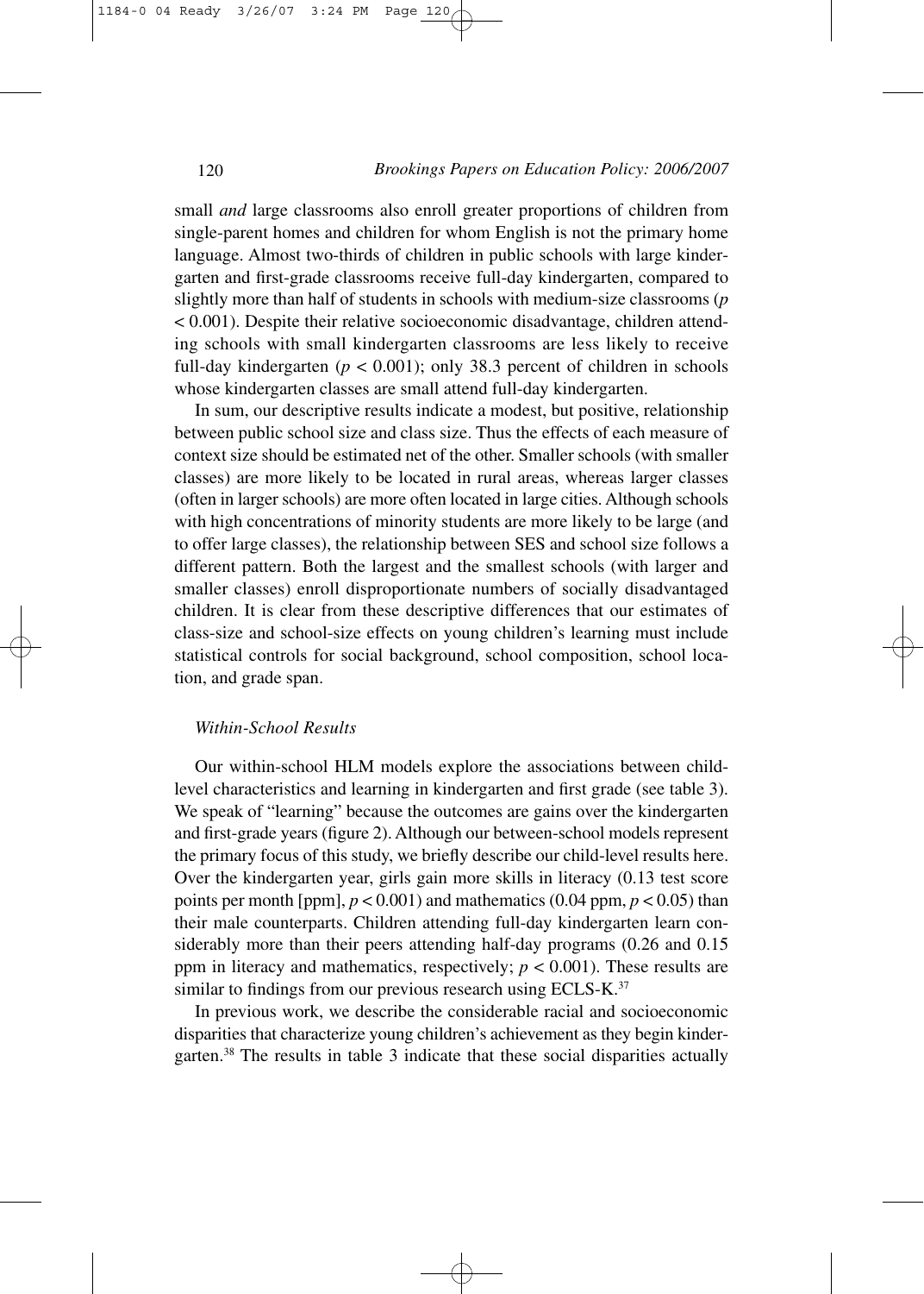small *and* large classrooms also enroll greater proportions of children from single-parent homes and children for whom English is not the primary home language. Almost two-thirds of children in public schools with large kindergarten and first-grade classrooms receive full-day kindergarten, compared to slightly more than half of students in schools with medium-size classrooms ($p < 0.001$). Despite their relative socioeconomic disadvantage, children attending schools with small kindergarten classrooms are less likely to receive full-day kindergarten ($p < 0.001$); only 38.3 percent of children in schools whose kindergarten classes are small attend full-day kindergarten.

In sum, our descriptive results indicate a modest, but positive, relationship between public school size and class size. Thus the effects of each measure of context size should be estimated net of the other. Smaller schools (with smaller classes) are more likely to be located in rural areas, whereas larger classes (often in larger schools) are more often located in large cities. Although schools with high concentrations of minority students are more likely to be large (and to offer large classes), the relationship between SES and school size follows a different pattern. Both the largest and the smallest schools (with larger and smaller classes) enroll disproportionate numbers of socially disadvantaged children. It is clear from these descriptive differences that our estimates of class-size and school-size effects on young children's learning must include statistical controls for social background, school composition, school location, and grade span.

### *Within-School Results*

Our within-school HLM models explore the associations between child-level characteristics and learning in kindergarten and first grade (see table 3). We speak of "learning" because the outcomes are gains over the kindergarten and first-grade years (figure 2). Although our between-school models represent the primary focus of this study, we briefly describe our child-level results here. Over the kindergarten year, girls gain more skills in literacy (0.13 test score points per month [ppm], $p < 0.001$) and mathematics (0.04 ppm, $p < 0.05$) than their male counterparts. Children attending full-day kindergarten learn considerably more than their peers attending half-day programs (0.26 and 0.15 ppm in literacy and mathematics, respectively; $p < 0.001$). These results are similar to findings from our previous research using ECLS-K.[37]

In previous work, we describe the considerable racial and socioeconomic disparities that characterize young children's achievement as they begin kindergarten.[38] The results in table 3 indicate that these social disparities actually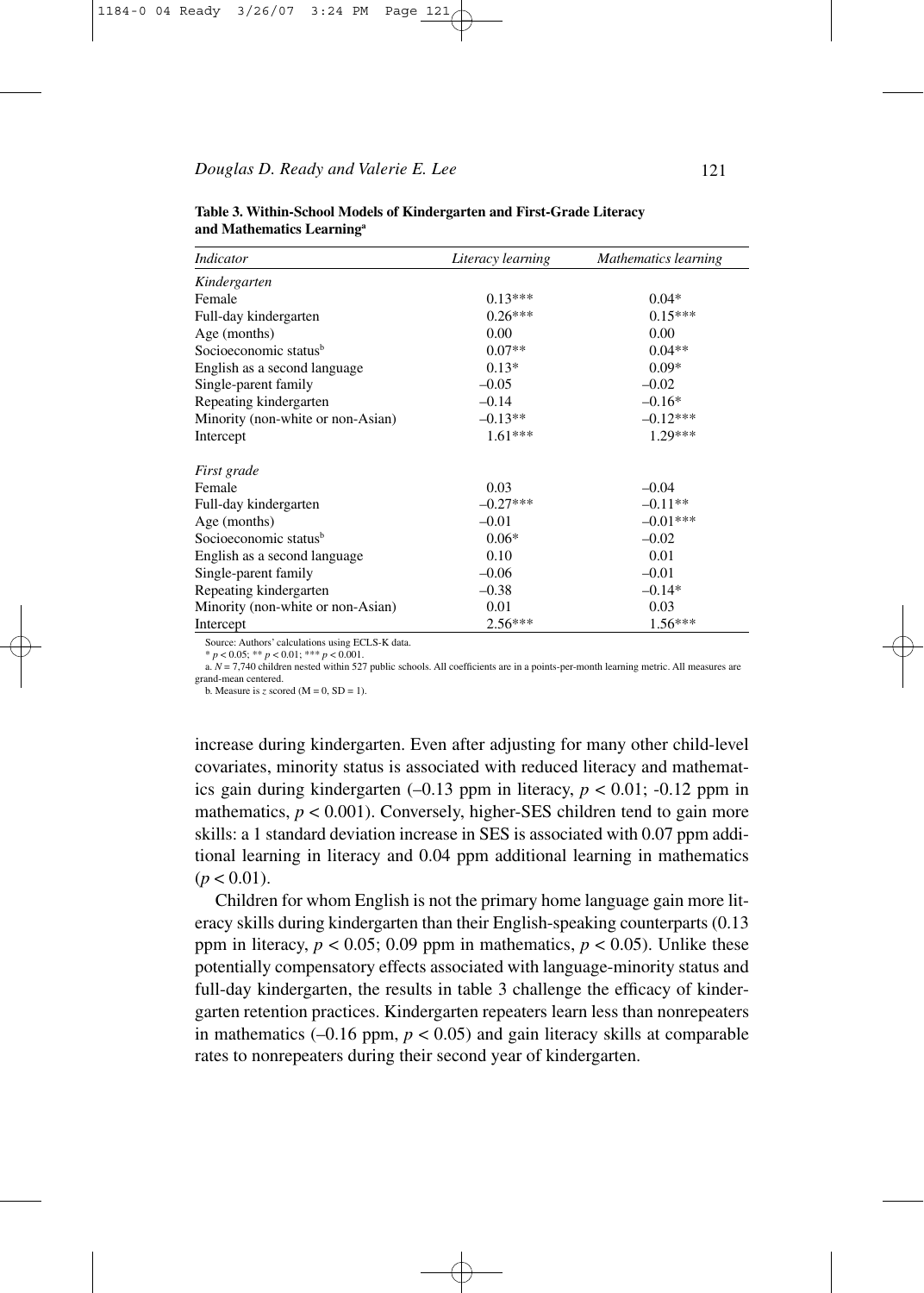**Table 3. Within-School Models of Kindergarten and First-Grade Literacy and Mathematics Learning**[a]

| *Indicator* | *Literacy learning* | *Mathematics learning* |
|---|---|---|
| *Kindergarten* | | |
| Female | 0.13*** | 0.04* |
| Full-day kindergarten | 0.26*** | 0.15*** |
| Age (months) | 0.00 | 0.00 |
| Socioeconomic status[b] | 0.07** | 0.04** |
| English as a second language | 0.13* | 0.09* |
| Single-parent family | –0.05 | –0.02 |
| Repeating kindergarten | –0.14 | –0.16* |
| Minority (non-white or non-Asian) | –0.13** | –0.12*** |
| Intercept | 1.61*** | 1.29*** |
| *First grade* | | |
| Female | 0.03 | –0.04 |
| Full-day kindergarten | –0.27*** | –0.11** |
| Age (months) | –0.01 | –0.01*** |
| Socioeconomic status[b] | 0.06* | –0.02 |
| English as a second language | 0.10 | 0.01 |
| Single-parent family | –0.06 | –0.01 |
| Repeating kindergarten | –0.38 | –0.14* |
| Minority (non-white or non-Asian) | 0.01 | 0.03 |
| Intercept | 2.56*** | 1.56*** |

Source: Authors' calculations using ECLS-K data.

* $p < 0.05$; ** $p < 0.01$; *** $p < 0.001$.

a. $N = 7{,}740$ children nested within 527 public schools. All coefficients are in a points-per-month learning metric. All measures are grand-mean centered.

b. Measure is $z$ scored (M = 0, SD = 1).

increase during kindergarten. Even after adjusting for many other child-level covariates, minority status is associated with reduced literacy and mathematics gain during kindergarten (–0.13 ppm in literacy, $p < 0.01$; -0.12 ppm in mathematics, $p < 0.001$). Conversely, higher-SES children tend to gain more skills: a 1 standard deviation increase in SES is associated with 0.07 ppm additional learning in literacy and 0.04 ppm additional learning in mathematics ($p < 0.01$).

Children for whom English is not the primary home language gain more literacy skills during kindergarten than their English-speaking counterparts (0.13 ppm in literacy, $p < 0.05$; 0.09 ppm in mathematics, $p < 0.05$). Unlike these potentially compensatory effects associated with language-minority status and full-day kindergarten, the results in table 3 challenge the efficacy of kindergarten retention practices. Kindergarten repeaters learn less than nonrepeaters in mathematics (–0.16 ppm, $p < 0.05$) and gain literacy skills at comparable rates to nonrepeaters during their second year of kindergarten.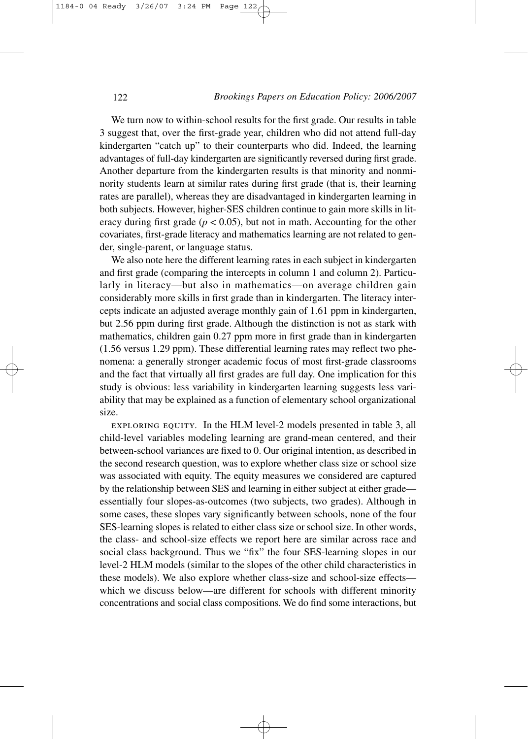We turn now to within-school results for the first grade. Our results in table 3 suggest that, over the first-grade year, children who did not attend full-day kindergarten "catch up" to their counterparts who did. Indeed, the learning advantages of full-day kindergarten are significantly reversed during first grade. Another departure from the kindergarten results is that minority and nonminority students learn at similar rates during first grade (that is, their learning rates are parallel), whereas they are disadvantaged in kindergarten learning in both subjects. However, higher-SES children continue to gain more skills in literacy during first grade ($p < 0.05$), but not in math. Accounting for the other covariates, first-grade literacy and mathematics learning are not related to gender, single-parent, or language status.

We also note here the different learning rates in each subject in kindergarten and first grade (comparing the intercepts in column 1 and column 2). Particularly in literacy—but also in mathematics—on average children gain considerably more skills in first grade than in kindergarten. The literacy intercepts indicate an adjusted average monthly gain of 1.61 ppm in kindergarten, but 2.56 ppm during first grade. Although the distinction is not as stark with mathematics, children gain 0.27 ppm more in first grade than in kindergarten (1.56 versus 1.29 ppm). These differential learning rates may reflect two phenomena: a generally stronger academic focus of most first-grade classrooms and the fact that virtually all first grades are full day. One implication for this study is obvious: less variability in kindergarten learning suggests less variability that may be explained as a function of elementary school organizational size.

EXPLORING EQUITY. In the HLM level-2 models presented in table 3, all child-level variables modeling learning are grand-mean centered, and their between-school variances are fixed to 0. Our original intention, as described in the second research question, was to explore whether class size or school size was associated with equity. The equity measures we considered are captured by the relationship between SES and learning in either subject at either grade—essentially four slopes-as-outcomes (two subjects, two grades). Although in some cases, these slopes vary significantly between schools, none of the four SES-learning slopes is related to either class size or school size. In other words, the class- and school-size effects we report here are similar across race and social class background. Thus we "fix" the four SES-learning slopes in our level-2 HLM models (similar to the slopes of the other child characteristics in these models). We also explore whether class-size and school-size effects—which we discuss below—are different for schools with different minority concentrations and social class compositions. We do find some interactions, but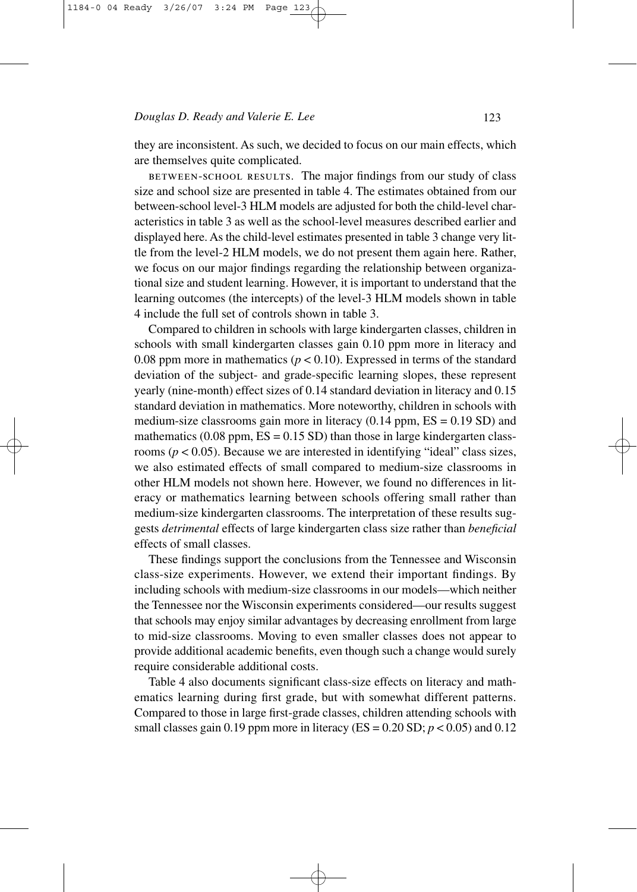they are inconsistent. As such, we decided to focus on our main effects, which are themselves quite complicated.

BETWEEN-SCHOOL RESULTS. The major findings from our study of class size and school size are presented in table 4. The estimates obtained from our between-school level-3 HLM models are adjusted for both the child-level characteristics in table 3 as well as the school-level measures described earlier and displayed here. As the child-level estimates presented in table 3 change very little from the level-2 HLM models, we do not present them again here. Rather, we focus on our major findings regarding the relationship between organizational size and student learning. However, it is important to understand that the learning outcomes (the intercepts) of the level-3 HLM models shown in table 4 include the full set of controls shown in table 3.

Compared to children in schools with large kindergarten classes, children in schools with small kindergarten classes gain 0.10 ppm more in literacy and 0.08 ppm more in mathematics ($p < 0.10$). Expressed in terms of the standard deviation of the subject- and grade-specific learning slopes, these represent yearly (nine-month) effect sizes of 0.14 standard deviation in literacy and 0.15 standard deviation in mathematics. More noteworthy, children in schools with medium-size classrooms gain more in literacy (0.14 ppm, ES = 0.19 SD) and mathematics (0.08 ppm, ES = 0.15 SD) than those in large kindergarten classrooms ($p < 0.05$). Because we are interested in identifying "ideal" class sizes, we also estimated effects of small compared to medium-size classrooms in other HLM models not shown here. However, we found no differences in literacy or mathematics learning between schools offering small rather than medium-size kindergarten classrooms. The interpretation of these results suggests *detrimental* effects of large kindergarten class size rather than *beneficial* effects of small classes.

These findings support the conclusions from the Tennessee and Wisconsin class-size experiments. However, we extend their important findings. By including schools with medium-size classrooms in our models—which neither the Tennessee nor the Wisconsin experiments considered—our results suggest that schools may enjoy similar advantages by decreasing enrollment from large to mid-size classrooms. Moving to even smaller classes does not appear to provide additional academic benefits, even though such a change would surely require considerable additional costs.

Table 4 also documents significant class-size effects on literacy and mathematics learning during first grade, but with somewhat different patterns. Compared to those in large first-grade classes, children attending schools with small classes gain 0.19 ppm more in literacy (ES = 0.20 SD; $p < 0.05$) and 0.12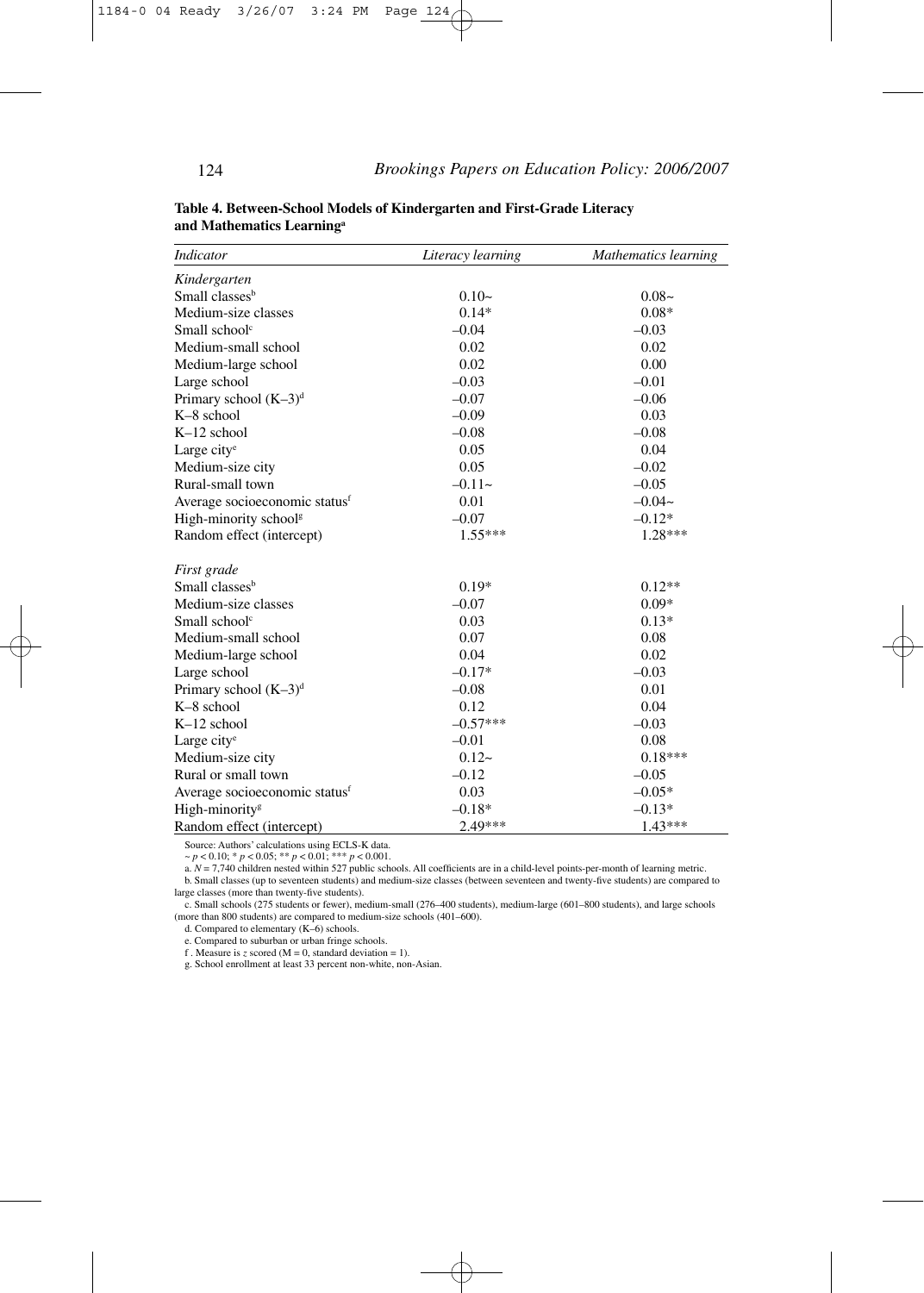**Table 4. Between-School Models of Kindergarten and First-Grade Literacy and Mathematics Learning[a]**

| *Indicator* | *Literacy learning* | *Mathematics learning* |
|---|---|---|
| *Kindergarten* | | |
| Small classes[b] | 0.10~ | 0.08~ |
| Medium-size classes | 0.14* | 0.08* |
| Small school[c] | –0.04 | –0.03 |
| Medium-small school | 0.02 | 0.02 |
| Medium-large school | 0.02 | 0.00 |
| Large school | –0.03 | –0.01 |
| Primary school (K–3)[d] | –0.07 | –0.06 |
| K–8 school | –0.09 | 0.03 |
| K–12 school | –0.08 | –0.08 |
| Large city[e] | 0.05 | 0.04 |
| Medium-size city | 0.05 | –0.02 |
| Rural-small town | –0.11~ | –0.05 |
| Average socioeconomic status[f] | 0.01 | –0.04~ |
| High-minority school[g] | –0.07 | –0.12* |
| Random effect (intercept) | 1.55*** | 1.28*** |
| *First grade* | | |
| Small classes[b] | 0.19* | 0.12** |
| Medium-size classes | –0.07 | 0.09* |
| Small school[c] | 0.03 | 0.13* |
| Medium-small school | 0.07 | 0.08 |
| Medium-large school | 0.04 | 0.02 |
| Large school | –0.17* | –0.03 |
| Primary school (K–3)[d] | –0.08 | 0.01 |
| K–8 school | 0.12 | 0.04 |
| K–12 school | –0.57*** | –0.03 |
| Large city[e] | –0.01 | 0.08 |
| Medium-size city | 0.12~ | 0.18*** |
| Rural or small town | –0.12 | –0.05 |
| Average socioeconomic status[f] | 0.03 | –0.05* |
| High-minority[g] | –0.18* | –0.13* |
| Random effect (intercept) | 2.49*** | 1.43*** |

Source: Authors' calculations using ECLS-K data.

~ $p < 0.10$; * $p < 0.05$; ** $p < 0.01$; *** $p < 0.001$.

a. $N = 7{,}740$ children nested within 527 public schools. All coefficients are in a child-level points-per-month of learning metric.

b. Small classes (up to seventeen students) and medium-size classes (between seventeen and twenty-five students) are compared to large classes (more than twenty-five students).

c. Small schools (275 students or fewer), medium-small (276–400 students), medium-large (601–800 students), and large schools (more than 800 students) are compared to medium-size schools (401–600).

d. Compared to elementary (K–6) schools.

e. Compared to suburban or urban fringe schools.

f. Measure is *z* scored (M = 0, standard deviation = 1).

g. School enrollment at least 33 percent non-white, non-Asian.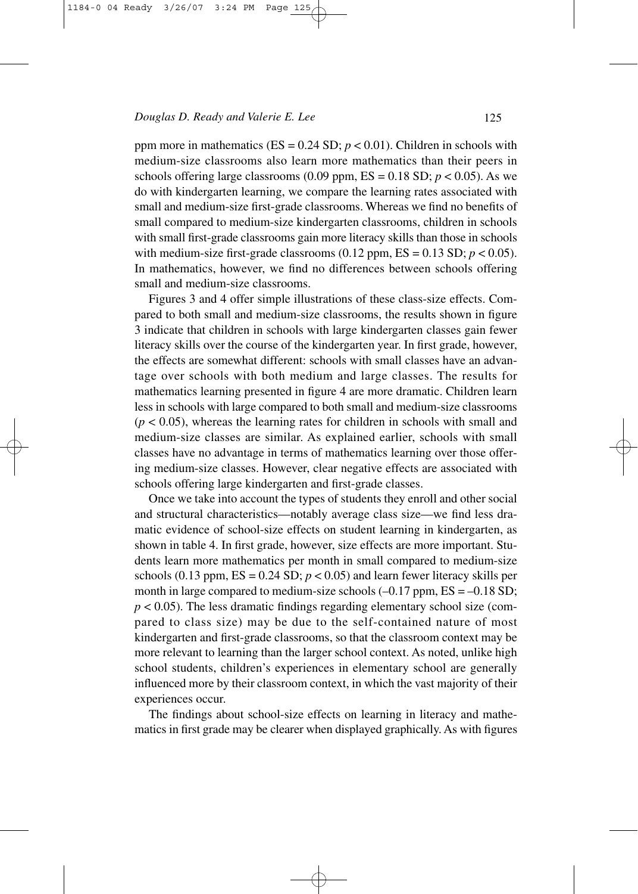ppm more in mathematics (ES = 0.24 SD; $p < 0.01$). Children in schools with medium-size classrooms also learn more mathematics than their peers in schools offering large classrooms (0.09 ppm, ES = 0.18 SD; $p < 0.05$). As we do with kindergarten learning, we compare the learning rates associated with small and medium-size first-grade classrooms. Whereas we find no benefits of small compared to medium-size kindergarten classrooms, children in schools with small first-grade classrooms gain more literacy skills than those in schools with medium-size first-grade classrooms (0.12 ppm, ES = 0.13 SD; $p < 0.05$). In mathematics, however, we find no differences between schools offering small and medium-size classrooms.

Figures 3 and 4 offer simple illustrations of these class-size effects. Compared to both small and medium-size classrooms, the results shown in figure 3 indicate that children in schools with large kindergarten classes gain fewer literacy skills over the course of the kindergarten year. In first grade, however, the effects are somewhat different: schools with small classes have an advantage over schools with both medium and large classes. The results for mathematics learning presented in figure 4 are more dramatic. Children learn less in schools with large compared to both small and medium-size classrooms ($p < 0.05$), whereas the learning rates for children in schools with small and medium-size classes are similar. As explained earlier, schools with small classes have no advantage in terms of mathematics learning over those offering medium-size classes. However, clear negative effects are associated with schools offering large kindergarten and first-grade classes.

Once we take into account the types of students they enroll and other social and structural characteristics—notably average class size—we find less dramatic evidence of school-size effects on student learning in kindergarten, as shown in table 4. In first grade, however, size effects are more important. Students learn more mathematics per month in small compared to medium-size schools (0.13 ppm, ES = 0.24 SD; $p < 0.05$) and learn fewer literacy skills per month in large compared to medium-size schools (–0.17 ppm, ES = –0.18 SD; $p < 0.05$). The less dramatic findings regarding elementary school size (compared to class size) may be due to the self-contained nature of most kindergarten and first-grade classrooms, so that the classroom context may be more relevant to learning than the larger school context. As noted, unlike high school students, children's experiences in elementary school are generally influenced more by their classroom context, in which the vast majority of their experiences occur.

The findings about school-size effects on learning in literacy and mathematics in first grade may be clearer when displayed graphically. As with figures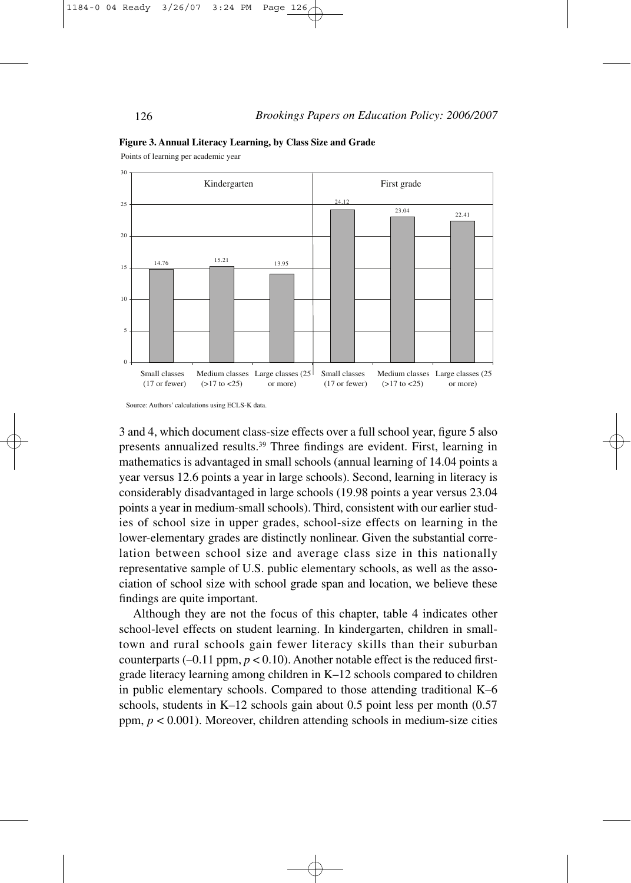**Figure 3. Annual Literacy Learning, by Class Size and Grade**

Points of learning per academic year

| | Small classes (17 or fewer) | Medium classes (>17 to <25) | Large classes (25 or more) |
|---|---|---|---|
| Kindergarten | 14.76 | 15.21 | 13.95 |
| First grade | 24.12 | 23.04 | 22.41 |

Source: Authors' calculations using ECLS-K data.

3 and 4, which document class-size effects over a full school year, figure 5 also presents annualized results.[39] Three findings are evident. First, learning in mathematics is advantaged in small schools (annual learning of 14.04 points a year versus 12.6 points a year in large schools). Second, learning in literacy is considerably disadvantaged in large schools (19.98 points a year versus 23.04 points a year in medium-small schools). Third, consistent with our earlier studies of school size in upper grades, school-size effects on learning in the lower-elementary grades are distinctly nonlinear. Given the substantial correlation between school size and average class size in this nationally representative sample of U.S. public elementary schools, as well as the association of school size with school grade span and location, we believe these findings are quite important.

Although they are not the focus of this chapter, table 4 indicates other school-level effects on student learning. In kindergarten, children in small-town and rural schools gain fewer literacy skills than their suburban counterparts (–0.11 ppm, $p < 0.10$). Another notable effect is the reduced first-grade literacy learning among children in K–12 schools compared to children in public elementary schools. Compared to those attending traditional K–6 schools, students in K–12 schools gain about 0.5 point less per month (0.57 ppm, $p < 0.001$). Moreover, children attending schools in medium-size cities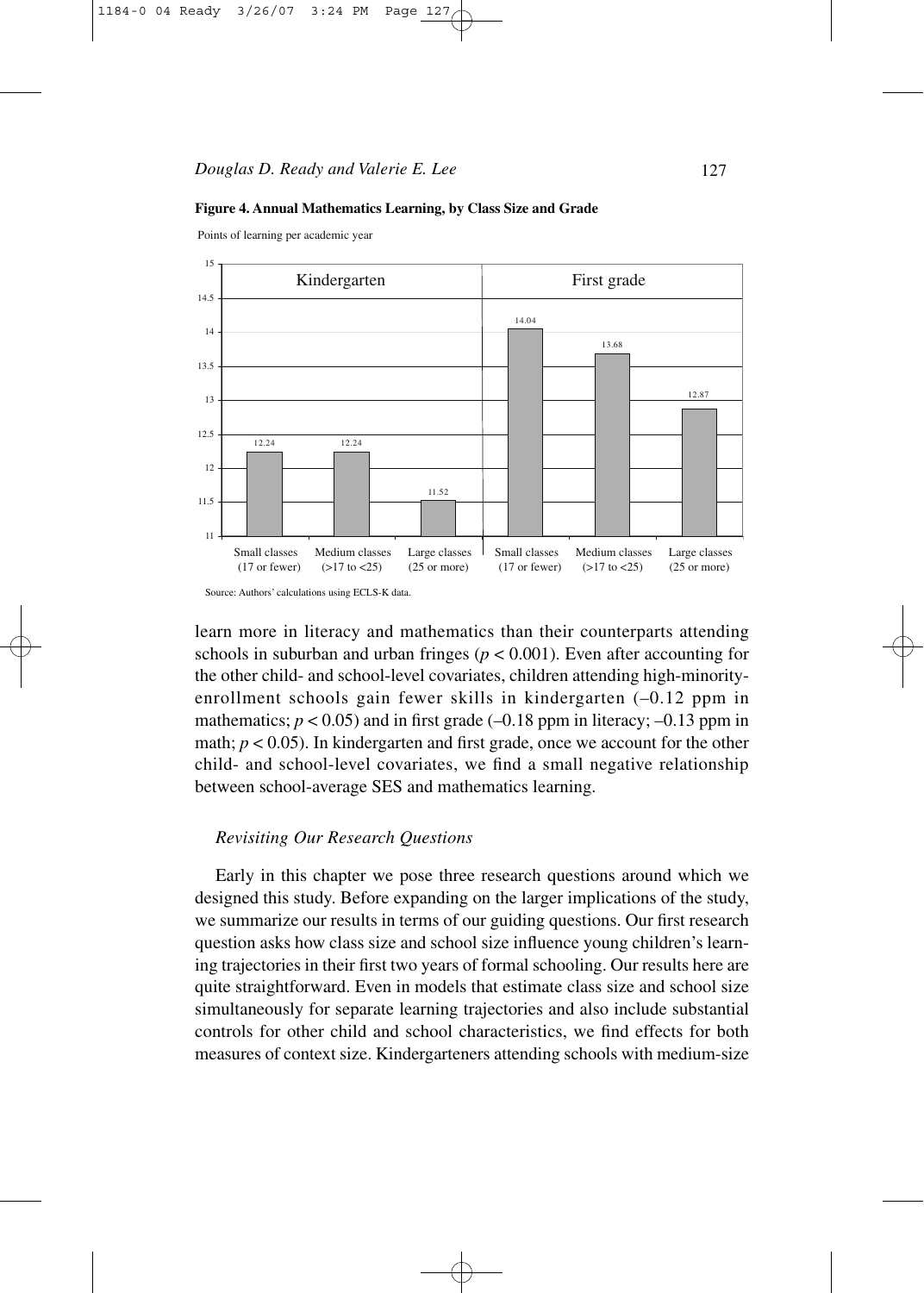**Figure 4. Annual Mathematics Learning, by Class Size and Grade**

Points of learning per academic year

| | Small classes (17 or fewer) | Medium classes (>17 to <25) | Large classes (25 or more) |
|---|---|---|---|
| Kindergarten | 12.24 | 12.24 | 11.52 |
| First grade | 14.04 | 13.68 | 12.87 |

Source: Authors' calculations using ECLS-K data.

learn more in literacy and mathematics than their counterparts attending schools in suburban and urban fringes ($p < 0.001$). Even after accounting for the other child- and school-level covariates, children attending high-minority-enrollment schools gain fewer skills in kindergarten (–0.12 ppm in mathematics; $p < 0.05$) and in first grade (–0.18 ppm in literacy; –0.13 ppm in math; $p < 0.05$). In kindergarten and first grade, once we account for the other child- and school-level covariates, we find a small negative relationship between school-average SES and mathematics learning.

### *Revisiting Our Research Questions*

Early in this chapter we pose three research questions around which we designed this study. Before expanding on the larger implications of the study, we summarize our results in terms of our guiding questions. Our first research question asks how class size and school size influence young children's learning trajectories in their first two years of formal schooling. Our results here are quite straightforward. Even in models that estimate class size and school size simultaneously for separate learning trajectories and also include substantial controls for other child and school characteristics, we find effects for both measures of context size. Kindergarteners attending schools with medium-size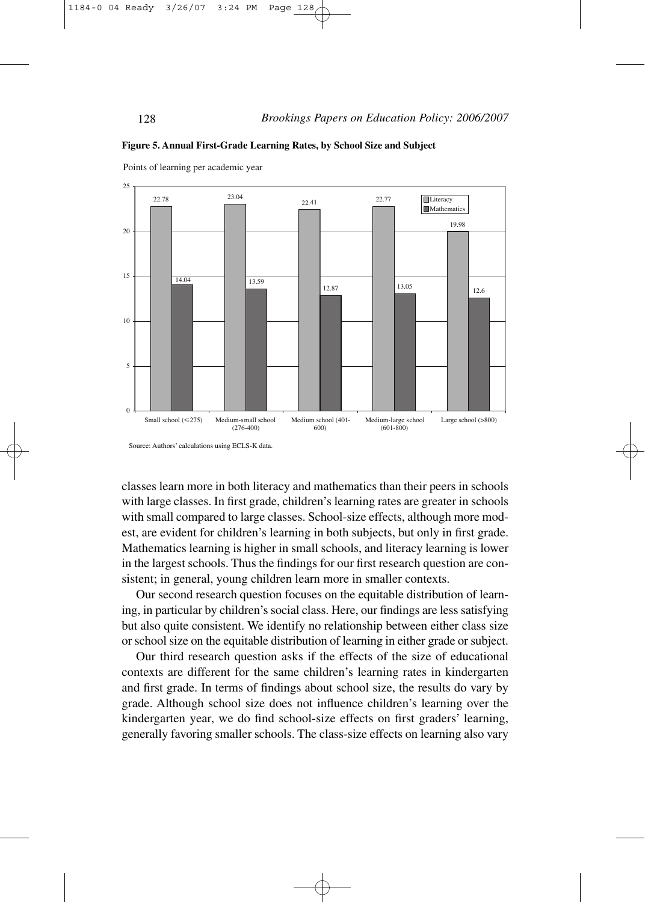**Figure 5. Annual First-Grade Learning Rates, by School Size and Subject**

Points of learning per academic year

| School size | Literacy | Mathematics |
|---|---|---|
| Small school (≤275) | 22.78 | 14.04 |
| Medium-small school (276-400) | 23.04 | 13.59 |
| Medium school (401-600) | 22.41 | 12.87 |
| Medium-large school (601-800) | 22.77 | 13.05 |
| Large school (>800) | 19.98 | 12.6 |

Source: Authors' calculations using ECLS-K data.

classes learn more in both literacy and mathematics than their peers in schools with large classes. In first grade, children's learning rates are greater in schools with small compared to large classes. School-size effects, although more modest, are evident for children's learning in both subjects, but only in first grade. Mathematics learning is higher in small schools, and literacy learning is lower in the largest schools. Thus the findings for our first research question are consistent; in general, young children learn more in smaller contexts.

Our second research question focuses on the equitable distribution of learning, in particular by children's social class. Here, our findings are less satisfying but also quite consistent. We identify no relationship between either class size or school size on the equitable distribution of learning in either grade or subject.

Our third research question asks if the effects of the size of educational contexts are different for the same children's learning rates in kindergarten and first grade. In terms of findings about school size, the results do vary by grade. Although school size does not influence children's learning over the kindergarten year, we do find school-size effects on first graders' learning, generally favoring smaller schools. The class-size effects on learning also vary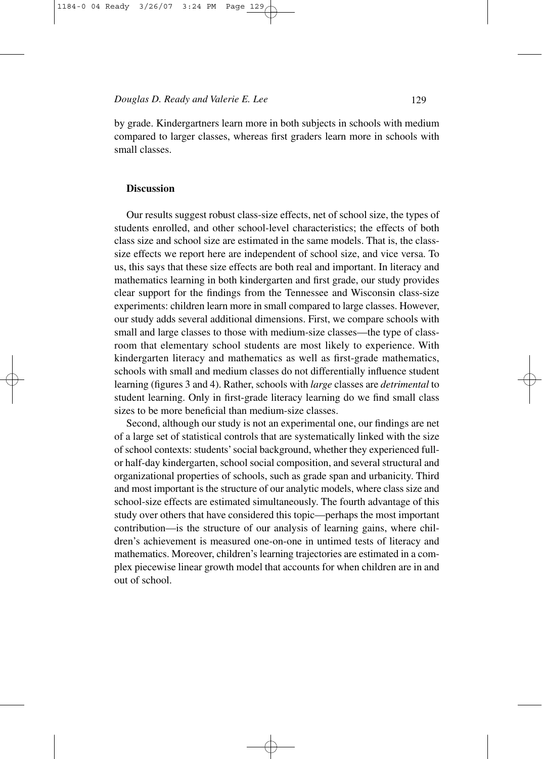by grade. Kindergartners learn more in both subjects in schools with medium compared to larger classes, whereas first graders learn more in schools with small classes.

## Discussion

Our results suggest robust class-size effects, net of school size, the types of students enrolled, and other school-level characteristics; the effects of both class size and school size are estimated in the same models. That is, the class-size effects we report here are independent of school size, and vice versa. To us, this says that these size effects are both real and important. In literacy and mathematics learning in both kindergarten and first grade, our study provides clear support for the findings from the Tennessee and Wisconsin class-size experiments: children learn more in small compared to large classes. However, our study adds several additional dimensions. First, we compare schools with small and large classes to those with medium-size classes—the type of classroom that elementary school students are most likely to experience. With kindergarten literacy and mathematics as well as first-grade mathematics, schools with small and medium classes do not differentially influence student learning (figures 3 and 4). Rather, schools with *large* classes are *detrimental* to student learning. Only in first-grade literacy learning do we find small class sizes to be more beneficial than medium-size classes.

Second, although our study is not an experimental one, our findings are net of a large set of statistical controls that are systematically linked with the size of school contexts: students' social background, whether they experienced full- or half-day kindergarten, school social composition, and several structural and organizational properties of schools, such as grade span and urbanicity. Third and most important is the structure of our analytic models, where class size and school-size effects are estimated simultaneously. The fourth advantage of this study over others that have considered this topic—perhaps the most important contribution—is the structure of our analysis of learning gains, where children's achievement is measured one-on-one in untimed tests of literacy and mathematics. Moreover, children's learning trajectories are estimated in a complex piecewise linear growth model that accounts for when children are in and out of school.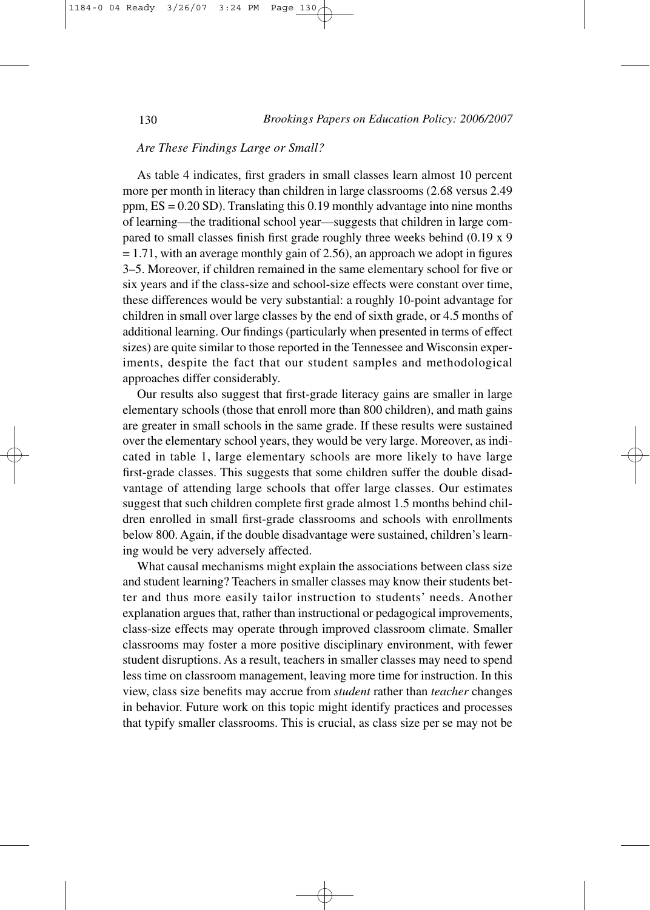*Are These Findings Large or Small?*

As table 4 indicates, first graders in small classes learn almost 10 percent more per month in literacy than children in large classrooms (2.68 versus 2.49 ppm, ES = 0.20 SD). Translating this 0.19 monthly advantage into nine months of learning—the traditional school year—suggests that children in large compared to small classes finish first grade roughly three weeks behind (0.19 x 9 = 1.71, with an average monthly gain of 2.56), an approach we adopt in figures 3–5. Moreover, if children remained in the same elementary school for five or six years and if the class-size and school-size effects were constant over time, these differences would be very substantial: a roughly 10-point advantage for children in small over large classes by the end of sixth grade, or 4.5 months of additional learning. Our findings (particularly when presented in terms of effect sizes) are quite similar to those reported in the Tennessee and Wisconsin experiments, despite the fact that our student samples and methodological approaches differ considerably.

Our results also suggest that first-grade literacy gains are smaller in large elementary schools (those that enroll more than 800 children), and math gains are greater in small schools in the same grade. If these results were sustained over the elementary school years, they would be very large. Moreover, as indicated in table 1, large elementary schools are more likely to have large first-grade classes. This suggests that some children suffer the double disadvantage of attending large schools that offer large classes. Our estimates suggest that such children complete first grade almost 1.5 months behind children enrolled in small first-grade classrooms and schools with enrollments below 800. Again, if the double disadvantage were sustained, children's learning would be very adversely affected.

What causal mechanisms might explain the associations between class size and student learning? Teachers in smaller classes may know their students better and thus more easily tailor instruction to students' needs. Another explanation argues that, rather than instructional or pedagogical improvements, class-size effects may operate through improved classroom climate. Smaller classrooms may foster a more positive disciplinary environment, with fewer student disruptions. As a result, teachers in smaller classes may need to spend less time on classroom management, leaving more time for instruction. In this view, class size benefits may accrue from *student* rather than *teacher* changes in behavior. Future work on this topic might identify practices and processes that typify smaller classrooms. This is crucial, as class size per se may not be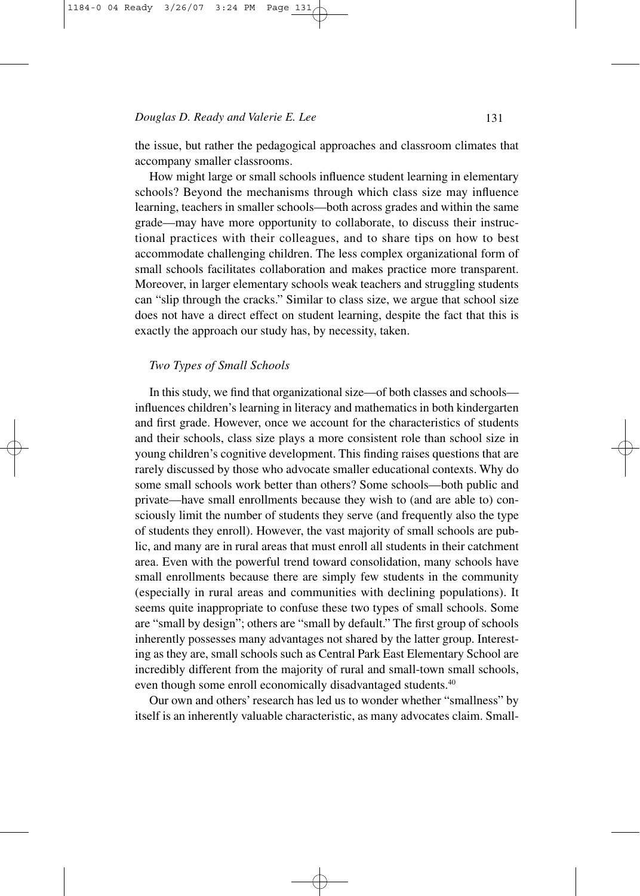the issue, but rather the pedagogical approaches and classroom climates that accompany smaller classrooms.

How might large or small schools influence student learning in elementary schools? Beyond the mechanisms through which class size may influence learning, teachers in smaller schools—both across grades and within the same grade—may have more opportunity to collaborate, to discuss their instructional practices with their colleagues, and to share tips on how to best accommodate challenging children. The less complex organizational form of small schools facilitates collaboration and makes practice more transparent. Moreover, in larger elementary schools weak teachers and struggling students can "slip through the cracks." Similar to class size, we argue that school size does not have a direct effect on student learning, despite the fact that this is exactly the approach our study has, by necessity, taken.

### *Two Types of Small Schools*

In this study, we find that organizational size—of both classes and schools—influences children's learning in literacy and mathematics in both kindergarten and first grade. However, once we account for the characteristics of students and their schools, class size plays a more consistent role than school size in young children's cognitive development. This finding raises questions that are rarely discussed by those who advocate smaller educational contexts. Why do some small schools work better than others? Some schools—both public and private—have small enrollments because they wish to (and are able to) consciously limit the number of students they serve (and frequently also the type of students they enroll). However, the vast majority of small schools are public, and many are in rural areas that must enroll all students in their catchment area. Even with the powerful trend toward consolidation, many schools have small enrollments because there are simply few students in the community (especially in rural areas and communities with declining populations). It seems quite inappropriate to confuse these two types of small schools. Some are "small by design"; others are "small by default." The first group of schools inherently possesses many advantages not shared by the latter group. Interesting as they are, small schools such as Central Park East Elementary School are incredibly different from the majority of rural and small-town small schools, even though some enroll economically disadvantaged students.[40]

Our own and others' research has led us to wonder whether "smallness" by itself is an inherently valuable characteristic, as many advocates claim. Small-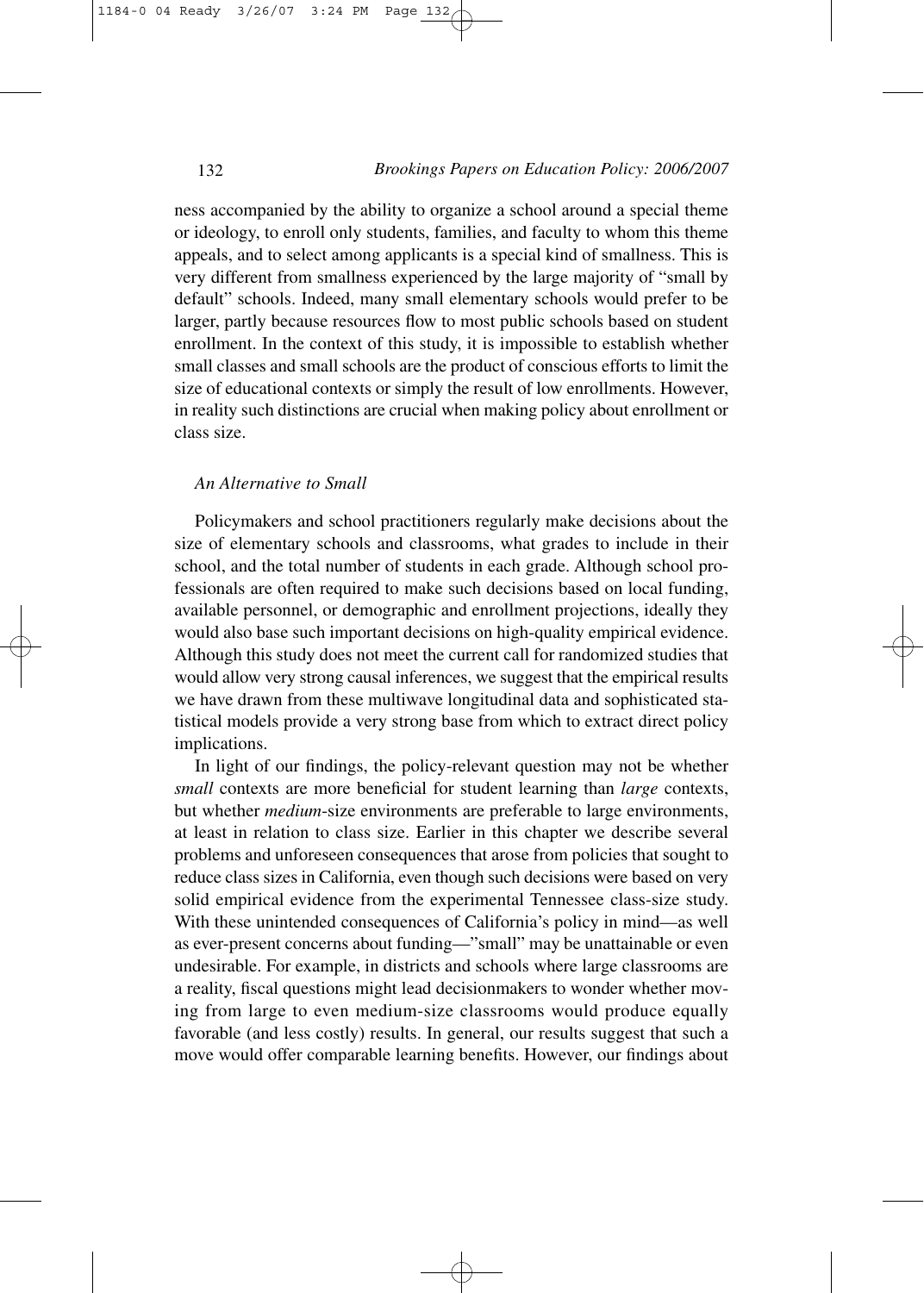ness accompanied by the ability to organize a school around a special theme or ideology, to enroll only students, families, and faculty to whom this theme appeals, and to select among applicants is a special kind of smallness. This is very different from smallness experienced by the large majority of "small by default" schools. Indeed, many small elementary schools would prefer to be larger, partly because resources flow to most public schools based on student enrollment. In the context of this study, it is impossible to establish whether small classes and small schools are the product of conscious efforts to limit the size of educational contexts or simply the result of low enrollments. However, in reality such distinctions are crucial when making policy about enrollment or class size.

### *An Alternative to Small*

Policymakers and school practitioners regularly make decisions about the size of elementary schools and classrooms, what grades to include in their school, and the total number of students in each grade. Although school professionals are often required to make such decisions based on local funding, available personnel, or demographic and enrollment projections, ideally they would also base such important decisions on high-quality empirical evidence. Although this study does not meet the current call for randomized studies that would allow very strong causal inferences, we suggest that the empirical results we have drawn from these multiwave longitudinal data and sophisticated statistical models provide a very strong base from which to extract direct policy implications.

In light of our findings, the policy-relevant question may not be whether *small* contexts are more beneficial for student learning than *large* contexts, but whether *medium*-size environments are preferable to large environments, at least in relation to class size. Earlier in this chapter we describe several problems and unforeseen consequences that arose from policies that sought to reduce class sizes in California, even though such decisions were based on very solid empirical evidence from the experimental Tennessee class-size study. With these unintended consequences of California's policy in mind—as well as ever-present concerns about funding—"small" may be unattainable or even undesirable. For example, in districts and schools where large classrooms are a reality, fiscal questions might lead decisionmakers to wonder whether moving from large to even medium-size classrooms would produce equally favorable (and less costly) results. In general, our results suggest that such a move would offer comparable learning benefits. However, our findings about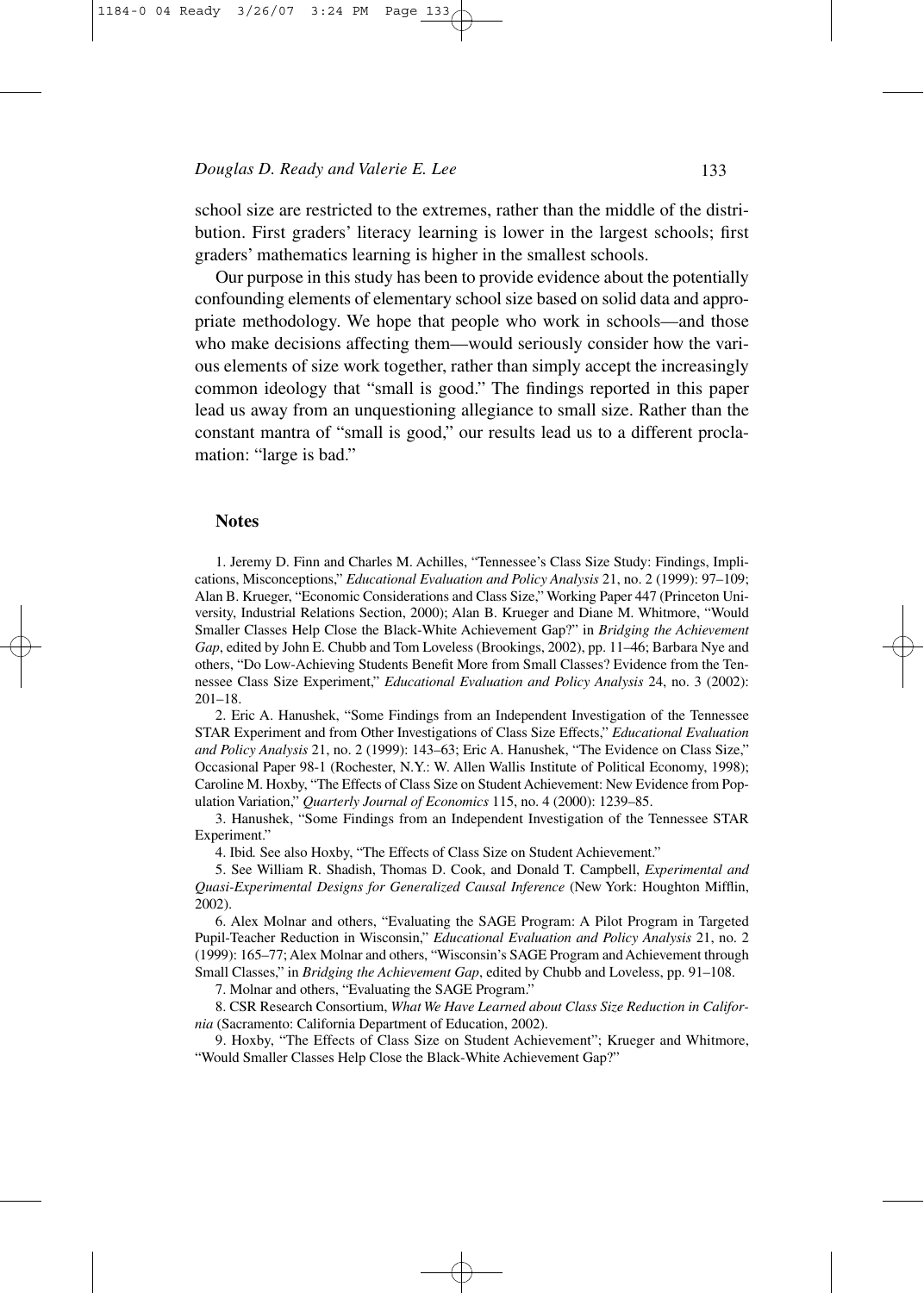school size are restricted to the extremes, rather than the middle of the distribution. First graders' literacy learning is lower in the largest schools; first graders' mathematics learning is higher in the smallest schools.

Our purpose in this study has been to provide evidence about the potentially confounding elements of elementary school size based on solid data and appropriate methodology. We hope that people who work in schools—and those who make decisions affecting them—would seriously consider how the various elements of size work together, rather than simply accept the increasingly common ideology that "small is good." The findings reported in this paper lead us away from an unquestioning allegiance to small size. Rather than the constant mantra of "small is good," our results lead us to a different proclamation: "large is bad."

## Notes

1. Jeremy D. Finn and Charles M. Achilles, "Tennessee's Class Size Study: Findings, Implications, Misconceptions," *Educational Evaluation and Policy Analysis* 21, no. 2 (1999): 97–109; Alan B. Krueger, "Economic Considerations and Class Size," Working Paper 447 (Princeton University, Industrial Relations Section, 2000); Alan B. Krueger and Diane M. Whitmore, "Would Smaller Classes Help Close the Black-White Achievement Gap?" in *Bridging the Achievement Gap*, edited by John E. Chubb and Tom Loveless (Brookings, 2002), pp. 11–46; Barbara Nye and others, "Do Low-Achieving Students Benefit More from Small Classes? Evidence from the Tennessee Class Size Experiment," *Educational Evaluation and Policy Analysis* 24, no. 3 (2002): 201–18.

2. Eric A. Hanushek, "Some Findings from an Independent Investigation of the Tennessee STAR Experiment and from Other Investigations of Class Size Effects," *Educational Evaluation and Policy Analysis* 21, no. 2 (1999): 143–63; Eric A. Hanushek, "The Evidence on Class Size," Occasional Paper 98-1 (Rochester, N.Y.: W. Allen Wallis Institute of Political Economy, 1998); Caroline M. Hoxby, "The Effects of Class Size on Student Achievement: New Evidence from Population Variation," *Quarterly Journal of Economics* 115, no. 4 (2000): 1239–85.

3. Hanushek, "Some Findings from an Independent Investigation of the Tennessee STAR Experiment."

4. Ibid*.* See also Hoxby, "The Effects of Class Size on Student Achievement."

5. See William R. Shadish, Thomas D. Cook, and Donald T. Campbell, *Experimental and Quasi-Experimental Designs for Generalized Causal Inference* (New York: Houghton Mifflin, 2002).

6. Alex Molnar and others, "Evaluating the SAGE Program: A Pilot Program in Targeted Pupil-Teacher Reduction in Wisconsin," *Educational Evaluation and Policy Analysis* 21, no. 2 (1999): 165–77; Alex Molnar and others, "Wisconsin's SAGE Program and Achievement through Small Classes," in *Bridging the Achievement Gap*, edited by Chubb and Loveless, pp. 91–108.

7. Molnar and others, "Evaluating the SAGE Program."

8. CSR Research Consortium, *What We Have Learned about Class Size Reduction in California* (Sacramento: California Department of Education, 2002).

9. Hoxby, "The Effects of Class Size on Student Achievement"; Krueger and Whitmore, "Would Smaller Classes Help Close the Black-White Achievement Gap?"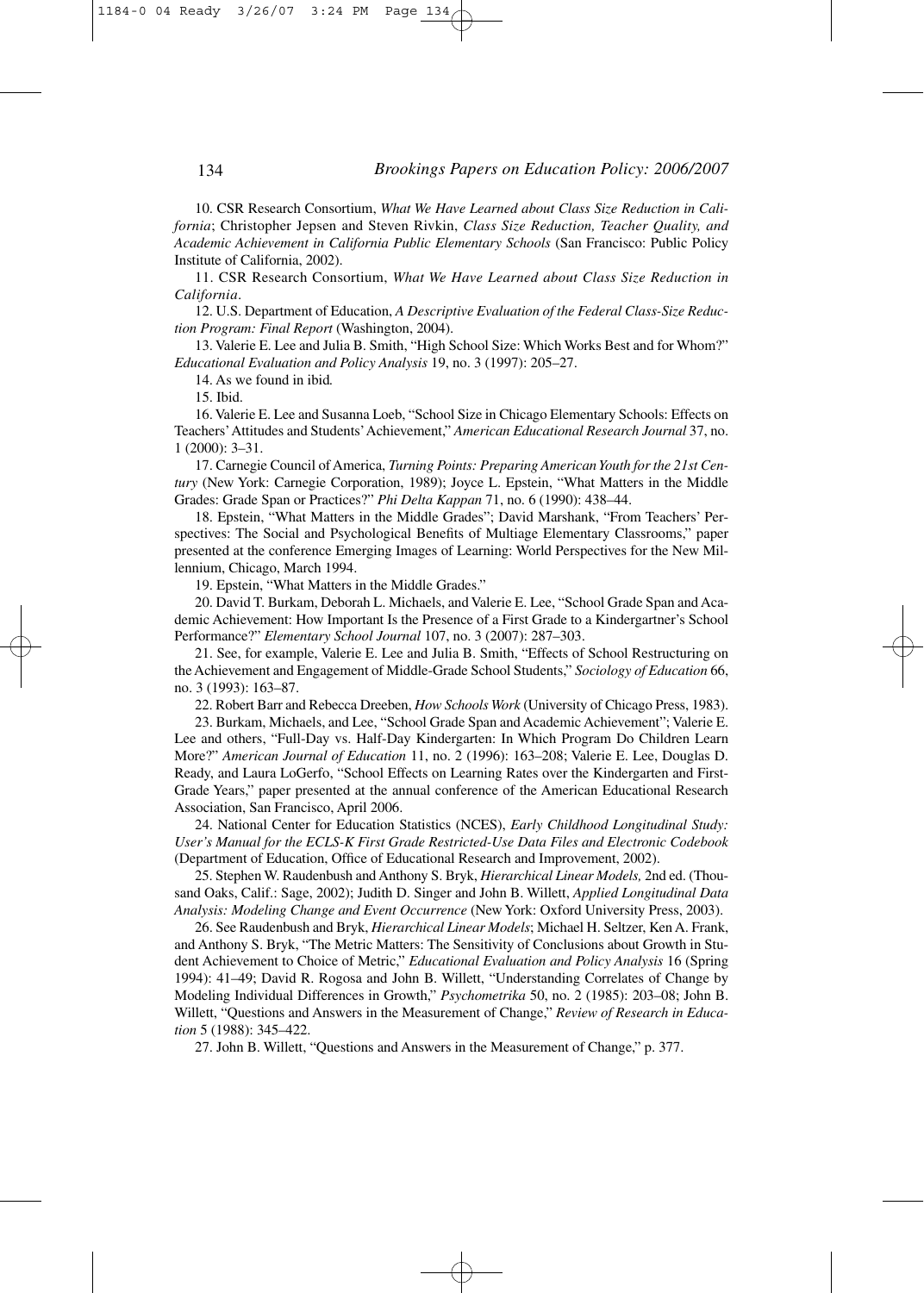10. CSR Research Consortium, *What We Have Learned about Class Size Reduction in California*; Christopher Jepsen and Steven Rivkin, *Class Size Reduction, Teacher Quality, and Academic Achievement in California Public Elementary Schools* (San Francisco: Public Policy Institute of California, 2002).

11. CSR Research Consortium, *What We Have Learned about Class Size Reduction in California*.

12. U.S. Department of Education, *A Descriptive Evaluation of the Federal Class-Size Reduction Program: Final Report* (Washington, 2004).

13. Valerie E. Lee and Julia B. Smith, "High School Size: Which Works Best and for Whom?" *Educational Evaluation and Policy Analysis* 19, no. 3 (1997): 205–27.

14. As we found in ibid*.*

15. Ibid.

16. Valerie E. Lee and Susanna Loeb, "School Size in Chicago Elementary Schools: Effects on Teachers' Attitudes and Students' Achievement," *American Educational Research Journal* 37, no. 1 (2000): 3–31.

17. Carnegie Council of America, *Turning Points: Preparing American Youth for the 21st Century* (New York: Carnegie Corporation, 1989); Joyce L. Epstein, "What Matters in the Middle Grades: Grade Span or Practices?" *Phi Delta Kappan* 71, no. 6 (1990): 438–44.

18. Epstein, "What Matters in the Middle Grades"; David Marshank, "From Teachers' Perspectives: The Social and Psychological Benefits of Multiage Elementary Classrooms," paper presented at the conference Emerging Images of Learning: World Perspectives for the New Millennium, Chicago, March 1994.

19. Epstein, "What Matters in the Middle Grades."

20. David T. Burkam, Deborah L. Michaels, and Valerie E. Lee, "School Grade Span and Academic Achievement: How Important Is the Presence of a First Grade to a Kindergartner's School Performance?" *Elementary School Journal* 107, no. 3 (2007): 287–303.

21. See, for example, Valerie E. Lee and Julia B. Smith, "Effects of School Restructuring on the Achievement and Engagement of Middle-Grade School Students," *Sociology of Education* 66, no. 3 (1993): 163–87.

22. Robert Barr and Rebecca Dreeben, *How Schools Work* (University of Chicago Press, 1983).

23. Burkam, Michaels, and Lee, "School Grade Span and Academic Achievement"; Valerie E. Lee and others, "Full-Day vs. Half-Day Kindergarten: In Which Program Do Children Learn More?" *American Journal of Education* 11, no. 2 (1996): 163–208; Valerie E. Lee, Douglas D. Ready, and Laura LoGerfo, "School Effects on Learning Rates over the Kindergarten and First-Grade Years," paper presented at the annual conference of the American Educational Research Association, San Francisco, April 2006.

24. National Center for Education Statistics (NCES), *Early Childhood Longitudinal Study: User's Manual for the ECLS-K First Grade Restricted-Use Data Files and Electronic Codebook* (Department of Education, Office of Educational Research and Improvement, 2002).

25. Stephen W. Raudenbush and Anthony S. Bryk, *Hierarchical Linear Models,* 2nd ed. (Thousand Oaks, Calif.: Sage, 2002); Judith D. Singer and John B. Willett, *Applied Longitudinal Data Analysis: Modeling Change and Event Occurrence* (New York: Oxford University Press, 2003).

26. See Raudenbush and Bryk, *Hierarchical Linear Models*; Michael H. Seltzer, Ken A. Frank, and Anthony S. Bryk, "The Metric Matters: The Sensitivity of Conclusions about Growth in Student Achievement to Choice of Metric," *Educational Evaluation and Policy Analysis* 16 (Spring 1994): 41–49; David R. Rogosa and John B. Willett, "Understanding Correlates of Change by Modeling Individual Differences in Growth," *Psychometrika* 50, no. 2 (1985): 203–08; John B. Willett, "Questions and Answers in the Measurement of Change," *Review of Research in Education* 5 (1988): 345–422.

27. John B. Willett, "Questions and Answers in the Measurement of Change," p. 377.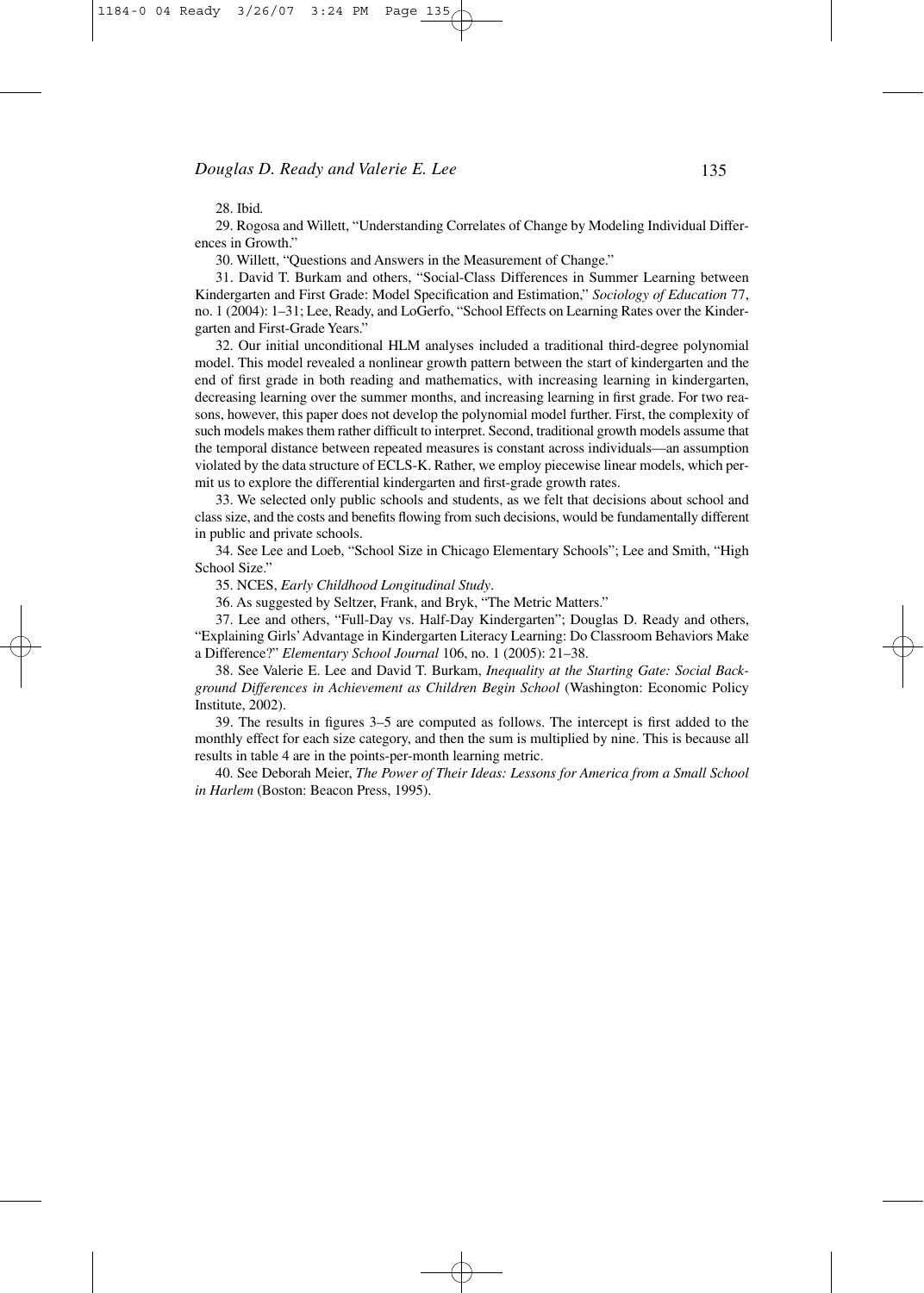28. Ibid.

29. Rogosa and Willett, "Understanding Correlates of Change by Modeling Individual Differences in Growth."

30. Willett, "Questions and Answers in the Measurement of Change."

31. David T. Burkam and others, "Social-Class Differences in Summer Learning between Kindergarten and First Grade: Model Specification and Estimation," *Sociology of Education* 77, no. 1 (2004): 1–31; Lee, Ready, and LoGerfo, "School Effects on Learning Rates over the Kindergarten and First-Grade Years."

32. Our initial unconditional HLM analyses included a traditional third-degree polynomial model. This model revealed a nonlinear growth pattern between the start of kindergarten and the end of first grade in both reading and mathematics, with increasing learning in kindergarten, decreasing learning over the summer months, and increasing learning in first grade. For two reasons, however, this paper does not develop the polynomial model further. First, the complexity of such models makes them rather difficult to interpret. Second, traditional growth models assume that the temporal distance between repeated measures is constant across individuals—an assumption violated by the data structure of ECLS-K. Rather, we employ piecewise linear models, which permit us to explore the differential kindergarten and first-grade growth rates.

33. We selected only public schools and students, as we felt that decisions about school and class size, and the costs and benefits flowing from such decisions, would be fundamentally different in public and private schools.

34. See Lee and Loeb, "School Size in Chicago Elementary Schools"; Lee and Smith, "High School Size."

35. NCES, *Early Childhood Longitudinal Study*.

36. As suggested by Seltzer, Frank, and Bryk, "The Metric Matters."

37. Lee and others, "Full-Day vs. Half-Day Kindergarten"; Douglas D. Ready and others, "Explaining Girls' Advantage in Kindergarten Literacy Learning: Do Classroom Behaviors Make a Difference?" *Elementary School Journal* 106, no. 1 (2005): 21–38.

38. See Valerie E. Lee and David T. Burkam, *Inequality at the Starting Gate: Social Background Differences in Achievement as Children Begin School* (Washington: Economic Policy Institute, 2002).

39. The results in figures 3–5 are computed as follows. The intercept is first added to the monthly effect for each size category, and then the sum is multiplied by nine. This is because all results in table 4 are in the points-per-month learning metric.

40. See Deborah Meier, *The Power of Their Ideas: Lessons for America from a Small School in Harlem* (Boston: Beacon Press, 1995).